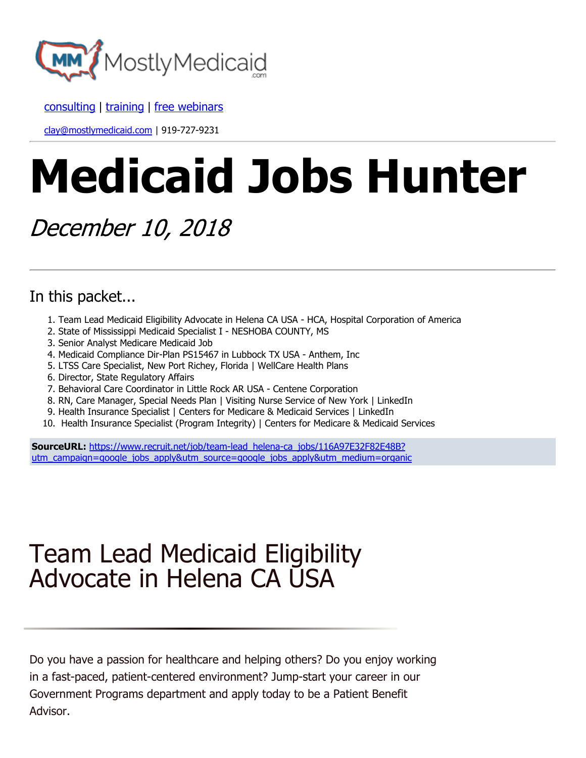MostlyMedicaid

consulting | training | free webinars

clay@mostlymedicaid.com | 919-727-9231

---

# Medicaid Jobs Hunter

*December 10, 2018*

---

## In this packet...

1. Team Lead Medicaid Eligibility Advocate in Helena CA USA - HCA, Hospital Corporation of America
2. State of Mississippi Medicaid Specialist I - NESHOBA COUNTY, MS
3. Senior Analyst Medicare Medicaid Job
4. Medicaid Compliance Dir-Plan PS15467 in Lubbock TX USA - Anthem, Inc
5. LTSS Care Specialist, New Port Richey, Florida | WellCare Health Plans
6. Director, State Regulatory Affairs
7. Behavioral Care Coordinator in Little Rock AR USA - Centene Corporation
8. RN, Care Manager, Special Needs Plan | Visiting Nurse Service of New York | LinkedIn
9. Health Insurance Specialist | Centers for Medicare & Medicaid Services | LinkedIn
10. Health Insurance Specialist (Program Integrity) | Centers for Medicare & Medicaid Services

**SourceURL:** https://www.recruit.net/job/team-lead_helena-ca_jobs/116A97E32F82E48B?utm_campaign=google_jobs_apply&utm_source=google_jobs_apply&utm_medium=organic

# Team Lead Medicaid Eligibility Advocate in Helena CA USA

---

Do you have a passion for healthcare and helping others? Do you enjoy working in a fast-paced, patient-centered environment? Jump-start your career in our Government Programs department and apply today to be a Patient Benefit Advisor.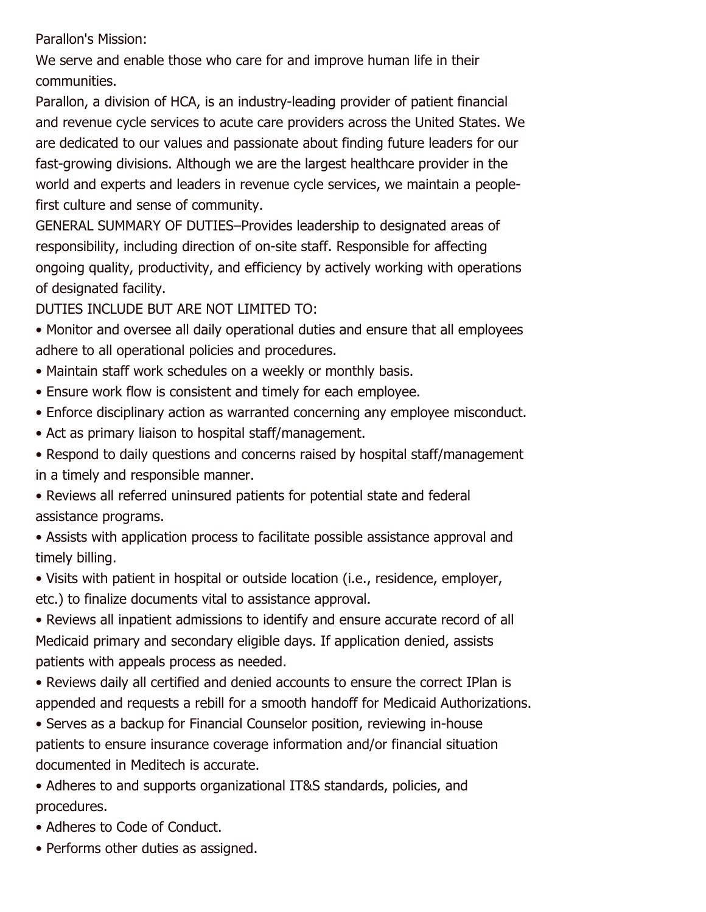Parallon's Mission:

We serve and enable those who care for and improve human life in their communities.

Parallon, a division of HCA, is an industry-leading provider of patient financial and revenue cycle services to acute care providers across the United States. We are dedicated to our values and passionate about finding future leaders for our fast-growing divisions. Although we are the largest healthcare provider in the world and experts and leaders in revenue cycle services, we maintain a people-first culture and sense of community.

GENERAL SUMMARY OF DUTIES–Provides leadership to designated areas of responsibility, including direction of on-site staff. Responsible for affecting ongoing quality, productivity, and efficiency by actively working with operations of designated facility.

DUTIES INCLUDE BUT ARE NOT LIMITED TO:

- Monitor and oversee all daily operational duties and ensure that all employees adhere to all operational policies and procedures.
- Maintain staff work schedules on a weekly or monthly basis.
- Ensure work flow is consistent and timely for each employee.
- Enforce disciplinary action as warranted concerning any employee misconduct.
- Act as primary liaison to hospital staff/management.
- Respond to daily questions and concerns raised by hospital staff/management in a timely and responsible manner.
- Reviews all referred uninsured patients for potential state and federal assistance programs.
- Assists with application process to facilitate possible assistance approval and timely billing.
- Visits with patient in hospital or outside location (i.e., residence, employer, etc.) to finalize documents vital to assistance approval.
- Reviews all inpatient admissions to identify and ensure accurate record of all Medicaid primary and secondary eligible days. If application denied, assists patients with appeals process as needed.
- Reviews daily all certified and denied accounts to ensure the correct IPlan is appended and requests a rebill for a smooth handoff for Medicaid Authorizations.
- Serves as a backup for Financial Counselor position, reviewing in-house patients to ensure insurance coverage information and/or financial situation documented in Meditech is accurate.
- Adheres to and supports organizational IT&S standards, policies, and procedures.
- Adheres to Code of Conduct.
- Performs other duties as assigned.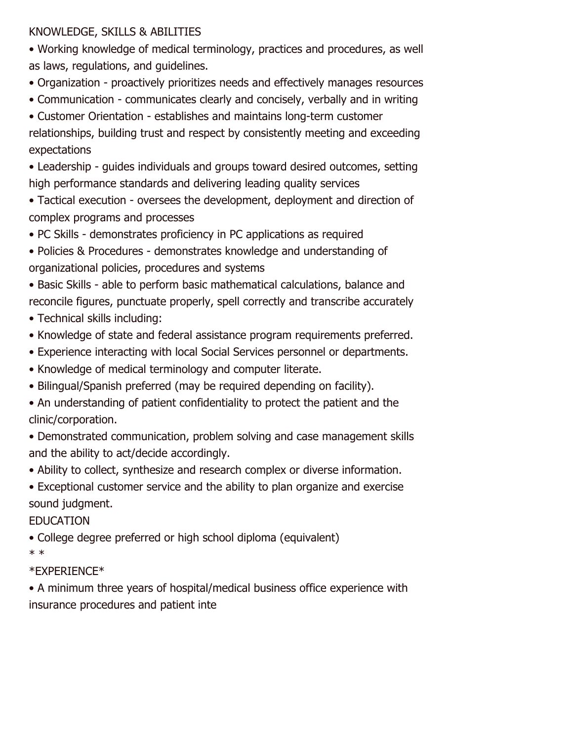KNOWLEDGE, SKILLS & ABILITIES

- Working knowledge of medical terminology, practices and procedures, as well as laws, regulations, and guidelines.
- Organization - proactively prioritizes needs and effectively manages resources
- Communication - communicates clearly and concisely, verbally and in writing
- Customer Orientation - establishes and maintains long-term customer relationships, building trust and respect by consistently meeting and exceeding expectations
- Leadership - guides individuals and groups toward desired outcomes, setting high performance standards and delivering leading quality services
- Tactical execution - oversees the development, deployment and direction of complex programs and processes
- PC Skills - demonstrates proficiency in PC applications as required
- Policies & Procedures - demonstrates knowledge and understanding of organizational policies, procedures and systems
- Basic Skills - able to perform basic mathematical calculations, balance and reconcile figures, punctuate properly, spell correctly and transcribe accurately
- Technical skills including:
- Knowledge of state and federal assistance program requirements preferred.
- Experience interacting with local Social Services personnel or departments.
- Knowledge of medical terminology and computer literate.
- Bilingual/Spanish preferred (may be required depending on facility).
- An understanding of patient confidentiality to protect the patient and the clinic/corporation.
- Demonstrated communication, problem solving and case management skills and the ability to act/decide accordingly.
- Ability to collect, synthesize and research complex or diverse information.
- Exceptional customer service and the ability to plan organize and exercise sound judgment.

EDUCATION

- College degree preferred or high school diploma (equivalent)

* *

*EXPERIENCE*

- A minimum three years of hospital/medical business office experience with insurance procedures and patient inte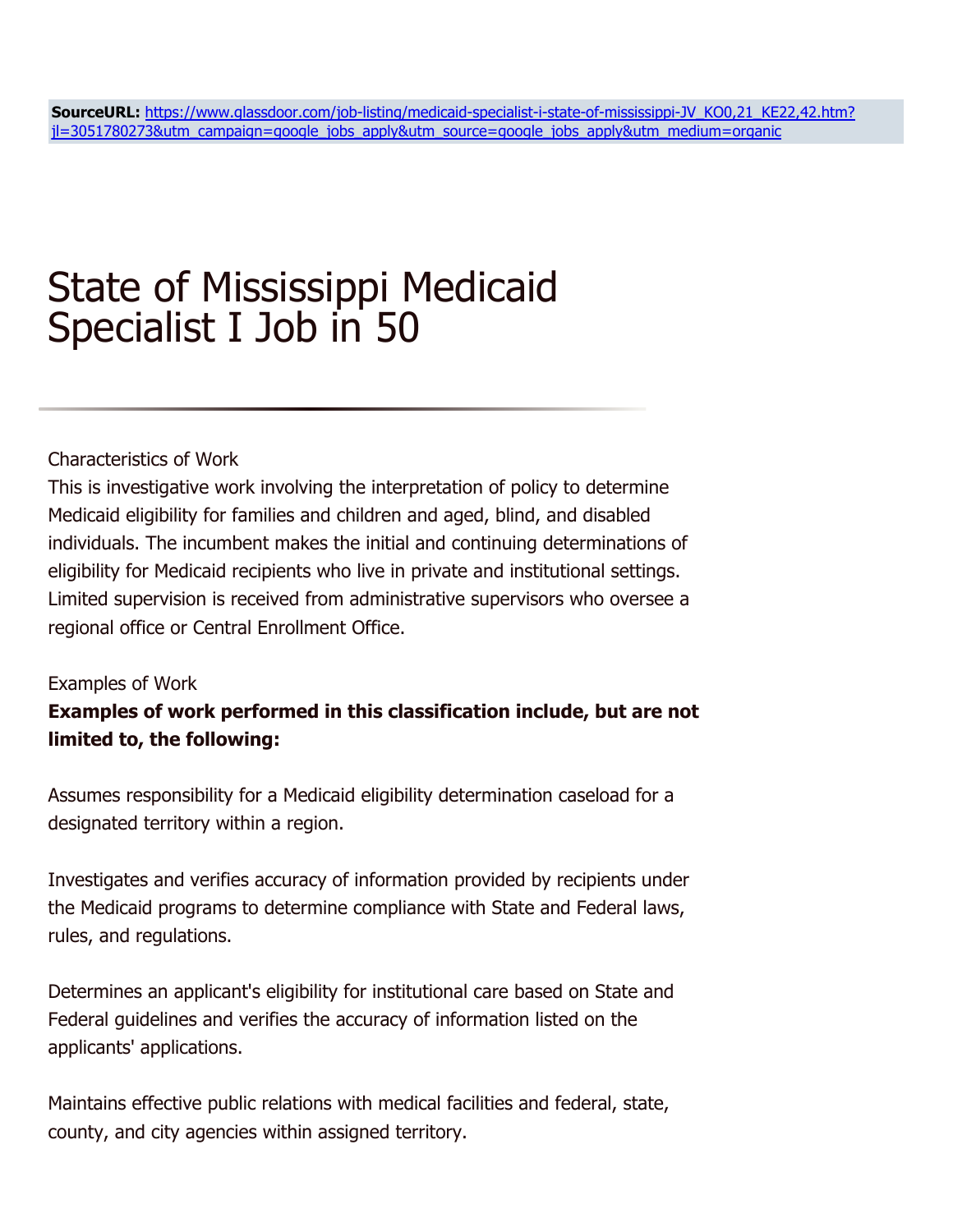**SourceURL:** [https://www.glassdoor.com/job-listing/medicaid-specialist-i-state-of-mississippi-JV_KO0,21_KE22,42.htm?jl=3051780273&utm_campaign=google_jobs_apply&utm_source=google_jobs_apply&utm_medium=organic](https://www.glassdoor.com/job-listing/medicaid-specialist-i-state-of-mississippi-JV_KO0,21_KE22,42.htm?jl=3051780273&utm_campaign=google_jobs_apply&utm_source=google_jobs_apply&utm_medium=organic)

# State of Mississippi Medicaid Specialist I Job in 50

Characteristics of Work

This is investigative work involving the interpretation of policy to determine Medicaid eligibility for families and children and aged, blind, and disabled individuals. The incumbent makes the initial and continuing determinations of eligibility for Medicaid recipients who live in private and institutional settings. Limited supervision is received from administrative supervisors who oversee a regional office or Central Enrollment Office.

Examples of Work

**Examples of work performed in this classification include, but are not limited to, the following:**

Assumes responsibility for a Medicaid eligibility determination caseload for a designated territory within a region.

Investigates and verifies accuracy of information provided by recipients under the Medicaid programs to determine compliance with State and Federal laws, rules, and regulations.

Determines an applicant's eligibility for institutional care based on State and Federal guidelines and verifies the accuracy of information listed on the applicants' applications.

Maintains effective public relations with medical facilities and federal, state, county, and city agencies within assigned territory.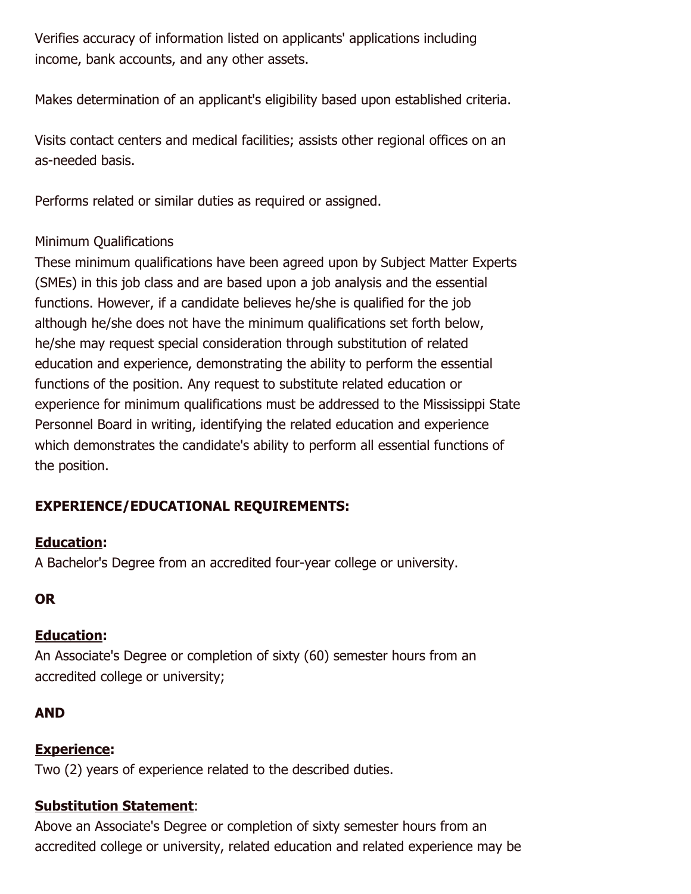Verifies accuracy of information listed on applicants' applications including income, bank accounts, and any other assets.

Makes determination of an applicant's eligibility based upon established criteria.

Visits contact centers and medical facilities; assists other regional offices on an as-needed basis.

Performs related or similar duties as required or assigned.

Minimum Qualifications

These minimum qualifications have been agreed upon by Subject Matter Experts (SMEs) in this job class and are based upon a job analysis and the essential functions. However, if a candidate believes he/she is qualified for the job although he/she does not have the minimum qualifications set forth below, he/she may request special consideration through substitution of related education and experience, demonstrating the ability to perform the essential functions of the position. Any request to substitute related education or experience for minimum qualifications must be addressed to the Mississippi State Personnel Board in writing, identifying the related education and experience which demonstrates the candidate's ability to perform all essential functions of the position.

**EXPERIENCE/EDUCATIONAL REQUIREMENTS:**

**Education:**
A Bachelor's Degree from an accredited four-year college or university.

**OR**

**Education:**
An Associate's Degree or completion of sixty (60) semester hours from an accredited college or university;

**AND**

**Experience:**
Two (2) years of experience related to the described duties.

**Substitution Statement**:
Above an Associate's Degree or completion of sixty semester hours from an accredited college or university, related education and related experience may be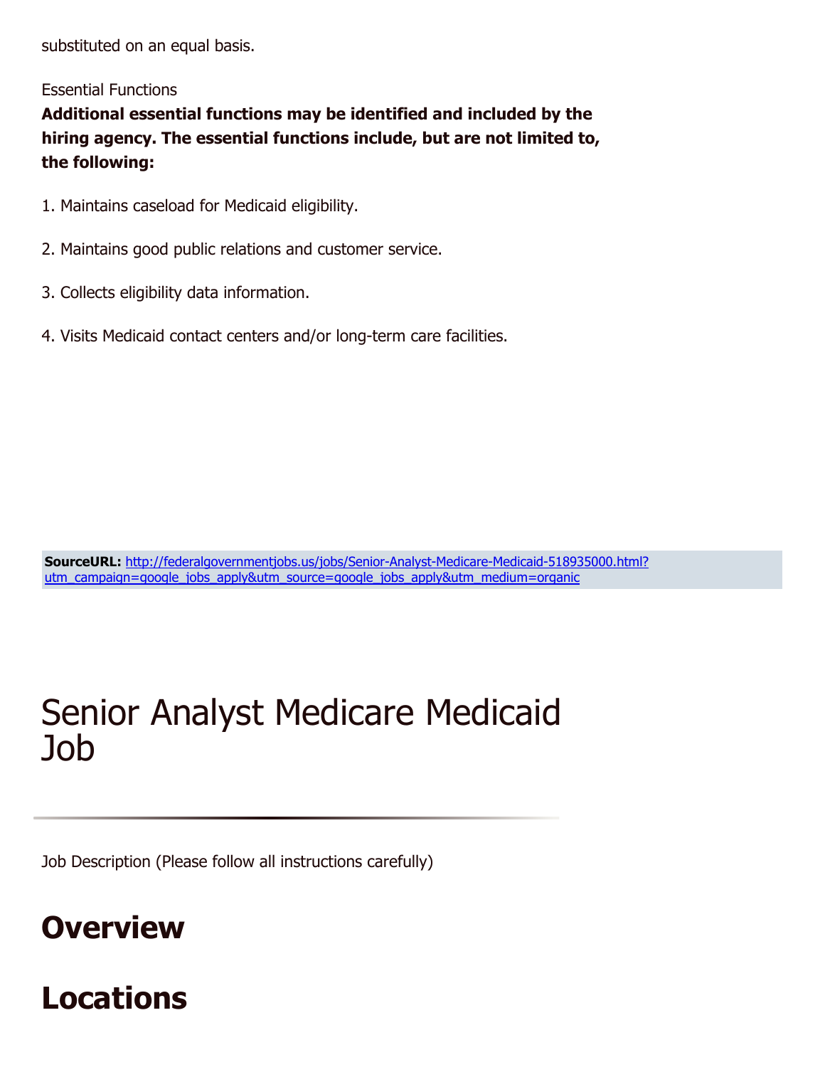substituted on an equal basis.

Essential Functions

**Additional essential functions may be identified and included by the hiring agency. The essential functions include, but are not limited to, the following:**

1. Maintains caseload for Medicaid eligibility.

2. Maintains good public relations and customer service.

3. Collects eligibility data information.

4. Visits Medicaid contact centers and/or long-term care facilities.

**SourceURL:** [http://federalgovernmentjobs.us/jobs/Senior-Analyst-Medicare-Medicaid-518935000.html?utm_campaign=google_jobs_apply&utm_source=google_jobs_apply&utm_medium=organic](http://federalgovernmentjobs.us/jobs/Senior-Analyst-Medicare-Medicaid-518935000.html?utm_campaign=google_jobs_apply&utm_source=google_jobs_apply&utm_medium=organic)

# Senior Analyst Medicare Medicaid Job

---

Job Description (Please follow all instructions carefully)

## Overview

## Locations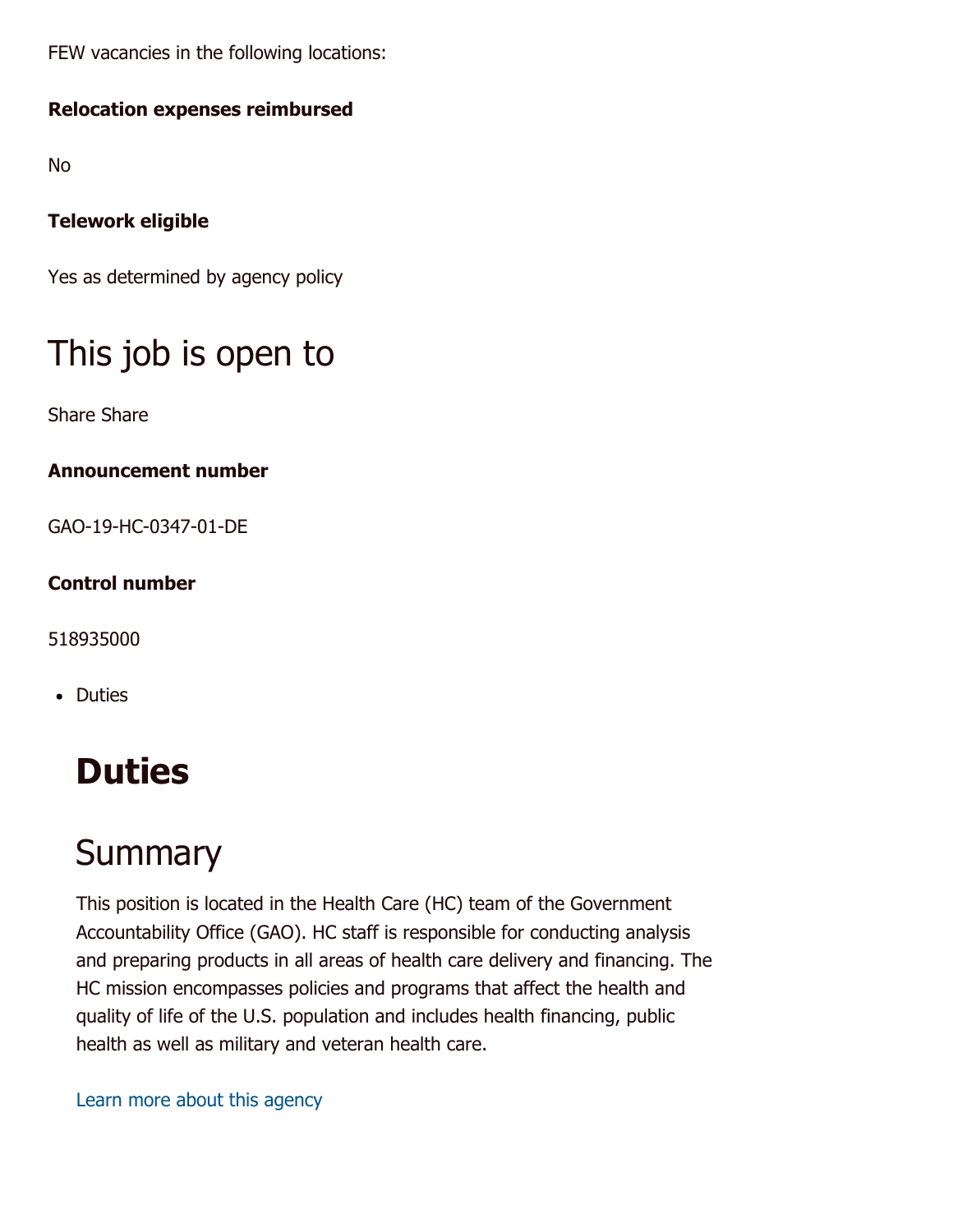FEW vacancies in the following locations:

**Relocation expenses reimbursed**

No

**Telework eligible**

Yes as determined by agency policy

# This job is open to

Share Share

**Announcement number**

GAO-19-HC-0347-01-DE

**Control number**

518935000

- Duties

## Duties

## Summary

This position is located in the Health Care (HC) team of the Government Accountability Office (GAO). HC staff is responsible for conducting analysis and preparing products in all areas of health care delivery and financing. The HC mission encompasses policies and programs that affect the health and quality of life of the U.S. population and includes health financing, public health as well as military and veteran health care.

Learn more about this agency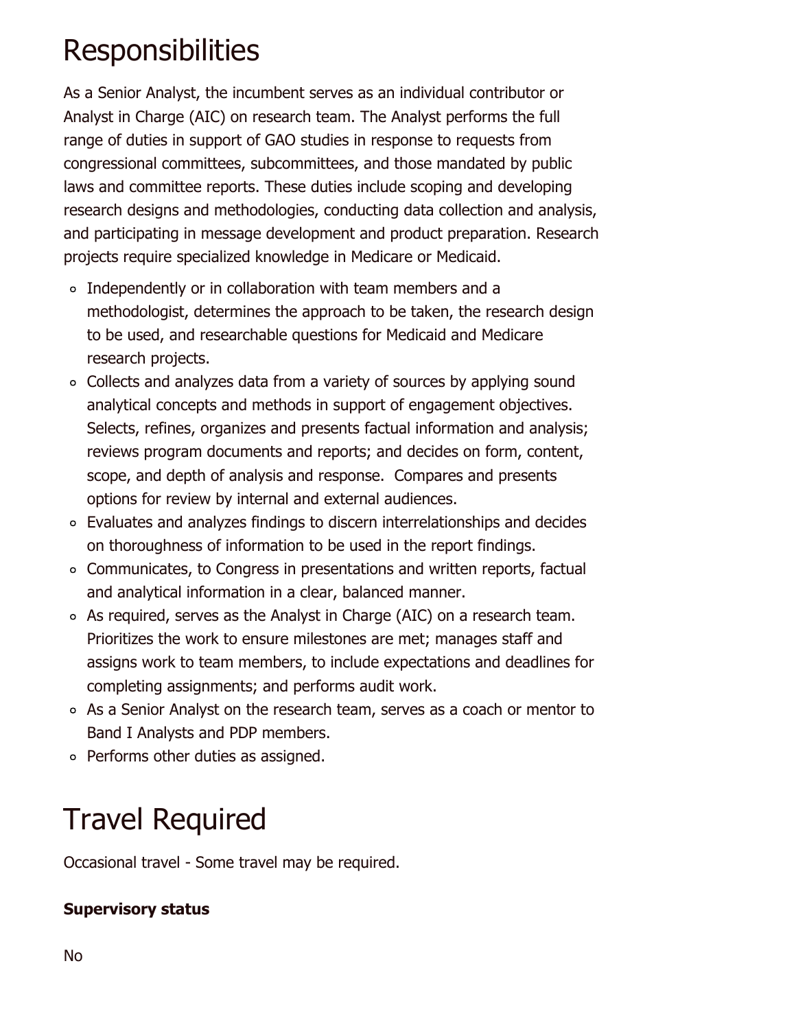# Responsibilities

As a Senior Analyst, the incumbent serves as an individual contributor or Analyst in Charge (AIC) on research team. The Analyst performs the full range of duties in support of GAO studies in response to requests from congressional committees, subcommittees, and those mandated by public laws and committee reports. These duties include scoping and developing research designs and methodologies, conducting data collection and analysis, and participating in message development and product preparation. Research projects require specialized knowledge in Medicare or Medicaid.

- Independently or in collaboration with team members and a methodologist, determines the approach to be taken, the research design to be used, and researchable questions for Medicaid and Medicare research projects.
- Collects and analyzes data from a variety of sources by applying sound analytical concepts and methods in support of engagement objectives. Selects, refines, organizes and presents factual information and analysis; reviews program documents and reports; and decides on form, content, scope, and depth of analysis and response. Compares and presents options for review by internal and external audiences.
- Evaluates and analyzes findings to discern interrelationships and decides on thoroughness of information to be used in the report findings.
- Communicates, to Congress in presentations and written reports, factual and analytical information in a clear, balanced manner.
- As required, serves as the Analyst in Charge (AIC) on a research team. Prioritizes the work to ensure milestones are met; manages staff and assigns work to team members, to include expectations and deadlines for completing assignments; and performs audit work.
- As a Senior Analyst on the research team, serves as a coach or mentor to Band I Analysts and PDP members.
- Performs other duties as assigned.

# Travel Required

Occasional travel - Some travel may be required.

**Supervisory status**

No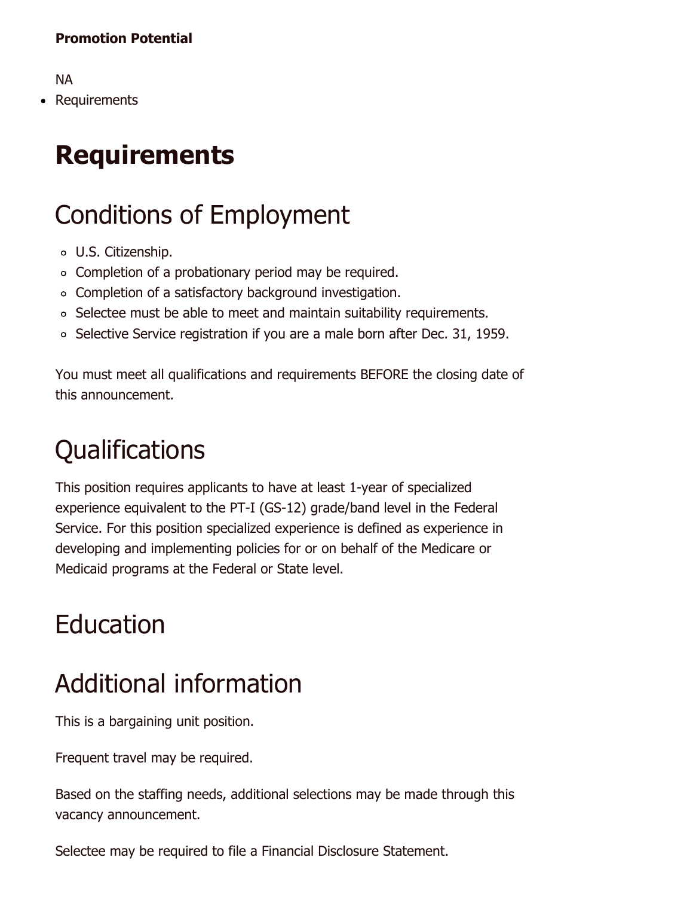**Promotion Potential**

NA

- Requirements

# Requirements

## Conditions of Employment

- U.S. Citizenship.
- Completion of a probationary period may be required.
- Completion of a satisfactory background investigation.
- Selectee must be able to meet and maintain suitability requirements.
- Selective Service registration if you are a male born after Dec. 31, 1959.

You must meet all qualifications and requirements BEFORE the closing date of this announcement.

## Qualifications

This position requires applicants to have at least 1-year of specialized experience equivalent to the PT-I (GS-12) grade/band level in the Federal Service. For this position specialized experience is defined as experience in developing and implementing policies for or on behalf of the Medicare or Medicaid programs at the Federal or State level.

## Education

## Additional information

This is a bargaining unit position.

Frequent travel may be required.

Based on the staffing needs, additional selections may be made through this vacancy announcement.

Selectee may be required to file a Financial Disclosure Statement.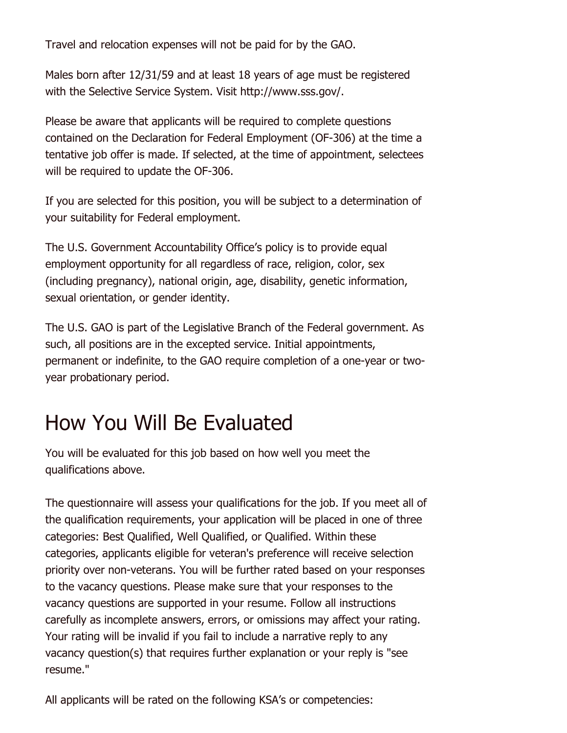Travel and relocation expenses will not be paid for by the GAO.

Males born after 12/31/59 and at least 18 years of age must be registered with the Selective Service System. Visit http://www.sss.gov/.

Please be aware that applicants will be required to complete questions contained on the Declaration for Federal Employment (OF-306) at the time a tentative job offer is made. If selected, at the time of appointment, selectees will be required to update the OF-306.

If you are selected for this position, you will be subject to a determination of your suitability for Federal employment.

The U.S. Government Accountability Office's policy is to provide equal employment opportunity for all regardless of race, religion, color, sex (including pregnancy), national origin, age, disability, genetic information, sexual orientation, or gender identity.

The U.S. GAO is part of the Legislative Branch of the Federal government. As such, all positions are in the excepted service. Initial appointments, permanent or indefinite, to the GAO require completion of a one-year or two-year probationary period.

# How You Will Be Evaluated

You will be evaluated for this job based on how well you meet the qualifications above.

The questionnaire will assess your qualifications for the job. If you meet all of the qualification requirements, your application will be placed in one of three categories: Best Qualified, Well Qualified, or Qualified. Within these categories, applicants eligible for veteran's preference will receive selection priority over non-veterans. You will be further rated based on your responses to the vacancy questions. Please make sure that your responses to the vacancy questions are supported in your resume. Follow all instructions carefully as incomplete answers, errors, or omissions may affect your rating. Your rating will be invalid if you fail to include a narrative reply to any vacancy question(s) that requires further explanation or your reply is "see resume."

All applicants will be rated on the following KSA's or competencies: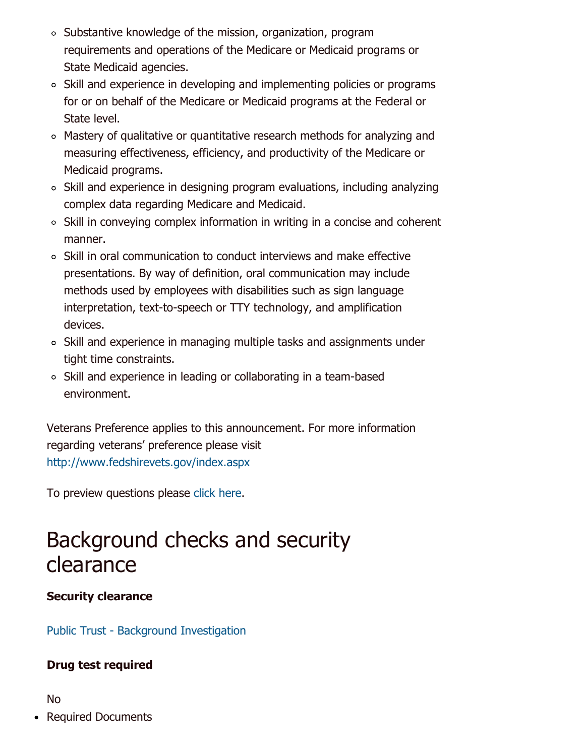- Substantive knowledge of the mission, organization, program requirements and operations of the Medicare or Medicaid programs or State Medicaid agencies.
- Skill and experience in developing and implementing policies or programs for or on behalf of the Medicare or Medicaid programs at the Federal or State level.
- Mastery of qualitative or quantitative research methods for analyzing and measuring effectiveness, efficiency, and productivity of the Medicare or Medicaid programs.
- Skill and experience in designing program evaluations, including analyzing complex data regarding Medicare and Medicaid.
- Skill in conveying complex information in writing in a concise and coherent manner.
- Skill in oral communication to conduct interviews and make effective presentations. By way of definition, oral communication may include methods used by employees with disabilities such as sign language interpretation, text-to-speech or TTY technology, and amplification devices.
- Skill and experience in managing multiple tasks and assignments under tight time constraints.
- Skill and experience in leading or collaborating in a team-based environment.

Veterans Preference applies to this announcement. For more information regarding veterans' preference please visit http://www.fedshirevets.gov/index.aspx

To preview questions please click here.

# Background checks and security clearance

**Security clearance**

Public Trust - Background Investigation

**Drug test required**

No

- Required Documents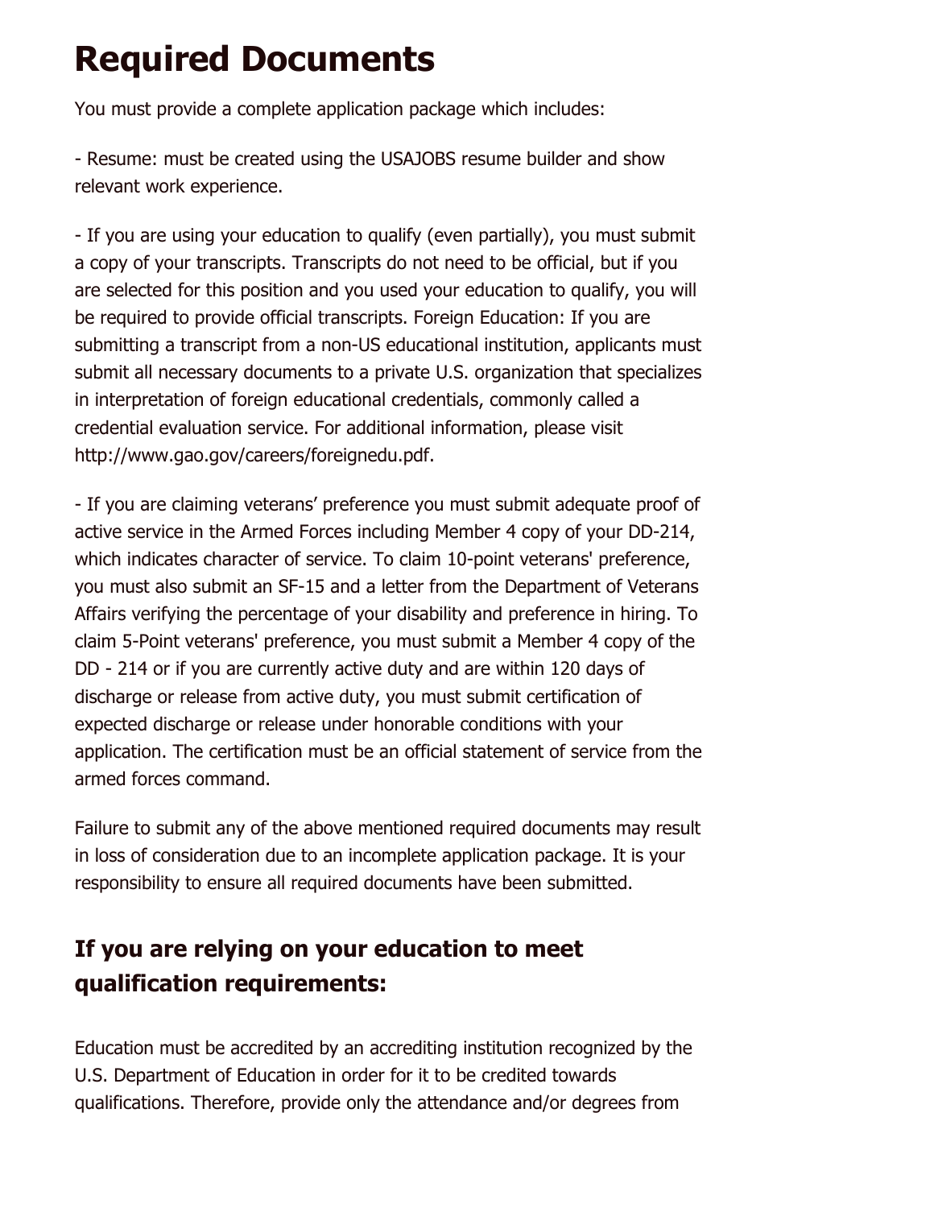# Required Documents

You must provide a complete application package which includes:

- Resume: must be created using the USAJOBS resume builder and show relevant work experience.

- If you are using your education to qualify (even partially), you must submit a copy of your transcripts. Transcripts do not need to be official, but if you are selected for this position and you used your education to qualify, you will be required to provide official transcripts. Foreign Education: If you are submitting a transcript from a non-US educational institution, applicants must submit all necessary documents to a private U.S. organization that specializes in interpretation of foreign educational credentials, commonly called a credential evaluation service. For additional information, please visit http://www.gao.gov/careers/foreignedu.pdf.

- If you are claiming veterans' preference you must submit adequate proof of active service in the Armed Forces including Member 4 copy of your DD-214, which indicates character of service. To claim 10-point veterans' preference, you must also submit an SF-15 and a letter from the Department of Veterans Affairs verifying the percentage of your disability and preference in hiring. To claim 5-Point veterans' preference, you must submit a Member 4 copy of the DD - 214 or if you are currently active duty and are within 120 days of discharge or release from active duty, you must submit certification of expected discharge or release under honorable conditions with your application. The certification must be an official statement of service from the armed forces command.

Failure to submit any of the above mentioned required documents may result in loss of consideration due to an incomplete application package. It is your responsibility to ensure all required documents have been submitted.

## If you are relying on your education to meet qualification requirements:

Education must be accredited by an accrediting institution recognized by the U.S. Department of Education in order for it to be credited towards qualifications. Therefore, provide only the attendance and/or degrees from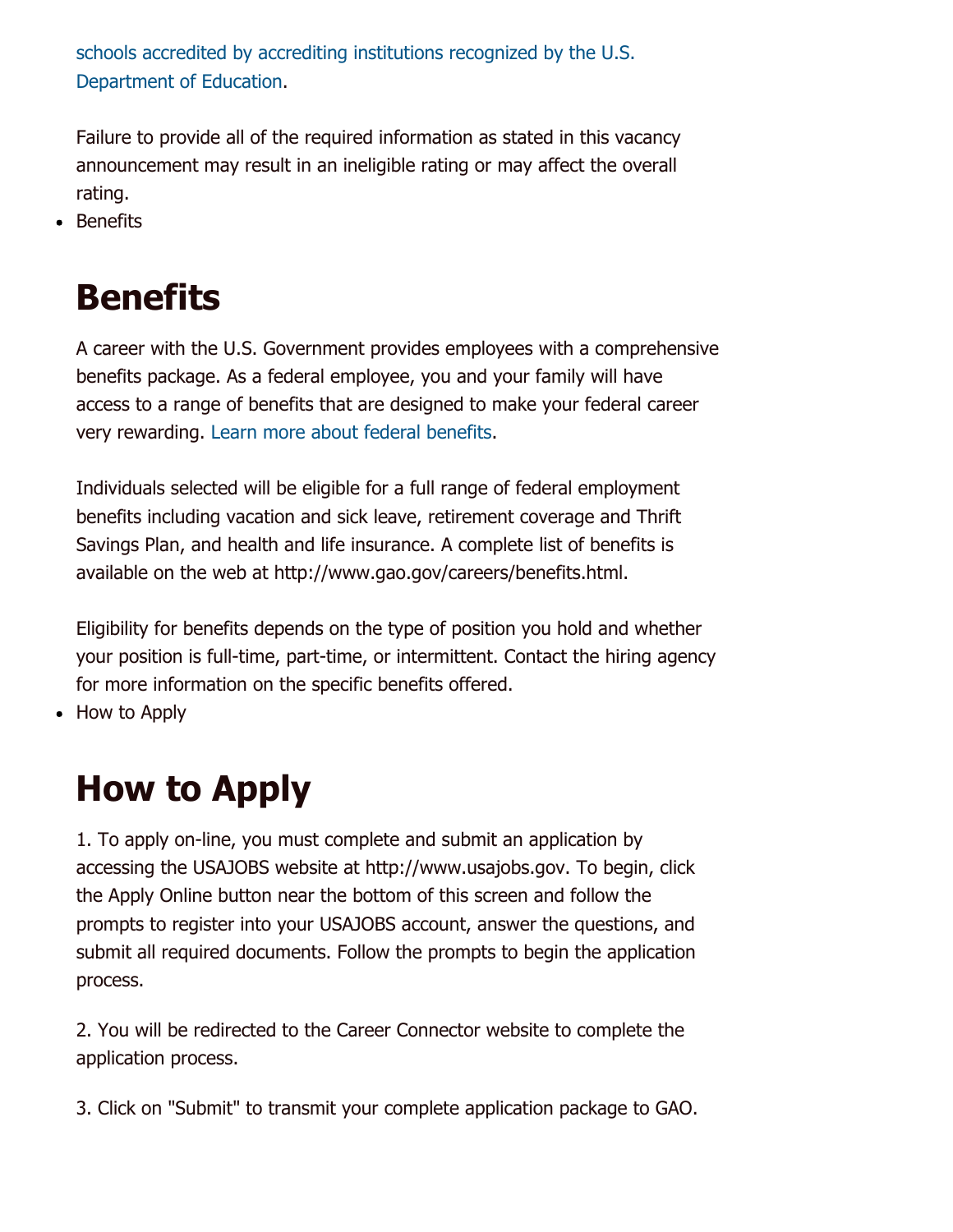schools accredited by accrediting institutions recognized by the U.S. Department of Education.

Failure to provide all of the required information as stated in this vacancy announcement may result in an ineligible rating or may affect the overall rating.

- Benefits

# Benefits

A career with the U.S. Government provides employees with a comprehensive benefits package. As a federal employee, you and your family will have access to a range of benefits that are designed to make your federal career very rewarding. Learn more about federal benefits.

Individuals selected will be eligible for a full range of federal employment benefits including vacation and sick leave, retirement coverage and Thrift Savings Plan, and health and life insurance. A complete list of benefits is available on the web at http://www.gao.gov/careers/benefits.html.

Eligibility for benefits depends on the type of position you hold and whether your position is full-time, part-time, or intermittent. Contact the hiring agency for more information on the specific benefits offered.

- How to Apply

# How to Apply

1. To apply on-line, you must complete and submit an application by accessing the USAJOBS website at http://www.usajobs.gov. To begin, click the Apply Online button near the bottom of this screen and follow the prompts to register into your USAJOBS account, answer the questions, and submit all required documents. Follow the prompts to begin the application process.

2. You will be redirected to the Career Connector website to complete the application process.

3. Click on "Submit" to transmit your complete application package to GAO.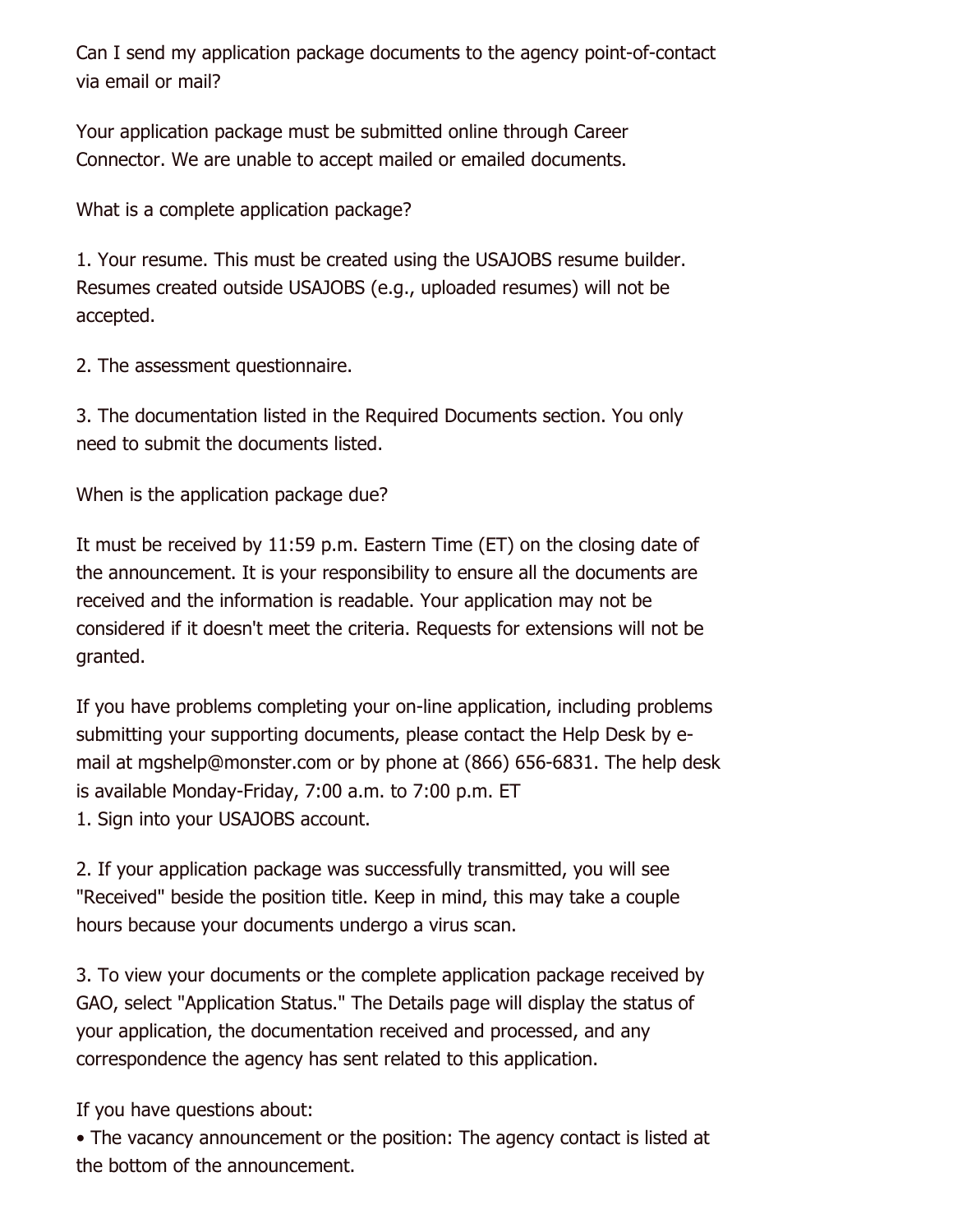Can I send my application package documents to the agency point-of-contact via email or mail?

Your application package must be submitted online through Career Connector. We are unable to accept mailed or emailed documents.

What is a complete application package?

1. Your resume. This must be created using the USAJOBS resume builder. Resumes created outside USAJOBS (e.g., uploaded resumes) will not be accepted.

2. The assessment questionnaire.

3. The documentation listed in the Required Documents section. You only need to submit the documents listed.

When is the application package due?

It must be received by 11:59 p.m. Eastern Time (ET) on the closing date of the announcement. It is your responsibility to ensure all the documents are received and the information is readable. Your application may not be considered if it doesn't meet the criteria. Requests for extensions will not be granted.

If you have problems completing your on-line application, including problems submitting your supporting documents, please contact the Help Desk by e-mail at mgshelp@monster.com or by phone at (866) 656-6831. The help desk is available Monday-Friday, 7:00 a.m. to 7:00 p.m. ET

1. Sign into your USAJOBS account.

2. If your application package was successfully transmitted, you will see "Received" beside the position title. Keep in mind, this may take a couple hours because your documents undergo a virus scan.

3. To view your documents or the complete application package received by GAO, select "Application Status." The Details page will display the status of your application, the documentation received and processed, and any correspondence the agency has sent related to this application.

If you have questions about:

- The vacancy announcement or the position: The agency contact is listed at the bottom of the announcement.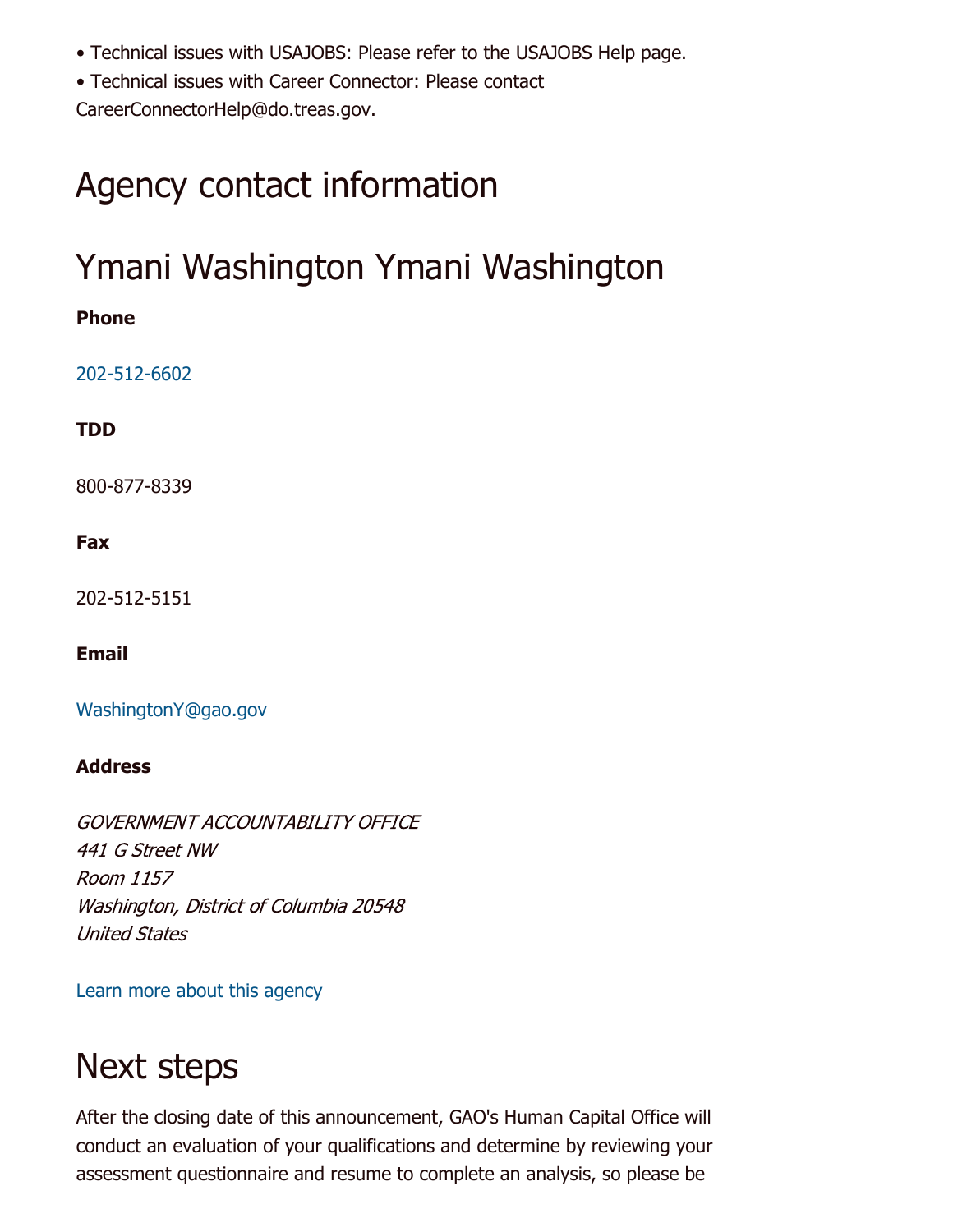• Technical issues with USAJOBS: Please refer to the USAJOBS Help page.

• Technical issues with Career Connector: Please contact CareerConnectorHelp@do.treas.gov.

## Agency contact information

## Ymani Washington Ymani Washington

**Phone**

202-512-6602

**TDD**

800-877-8339

**Fax**

202-512-5151

**Email**

WashingtonY@gao.gov

**Address**

*GOVERNMENT ACCOUNTABILITY OFFICE*
*441 G Street NW*
*Room 1157*
*Washington, District of Columbia 20548*
*United States*

Learn more about this agency

## Next steps

After the closing date of this announcement, GAO's Human Capital Office will conduct an evaluation of your qualifications and determine by reviewing your assessment questionnaire and resume to complete an analysis, so please be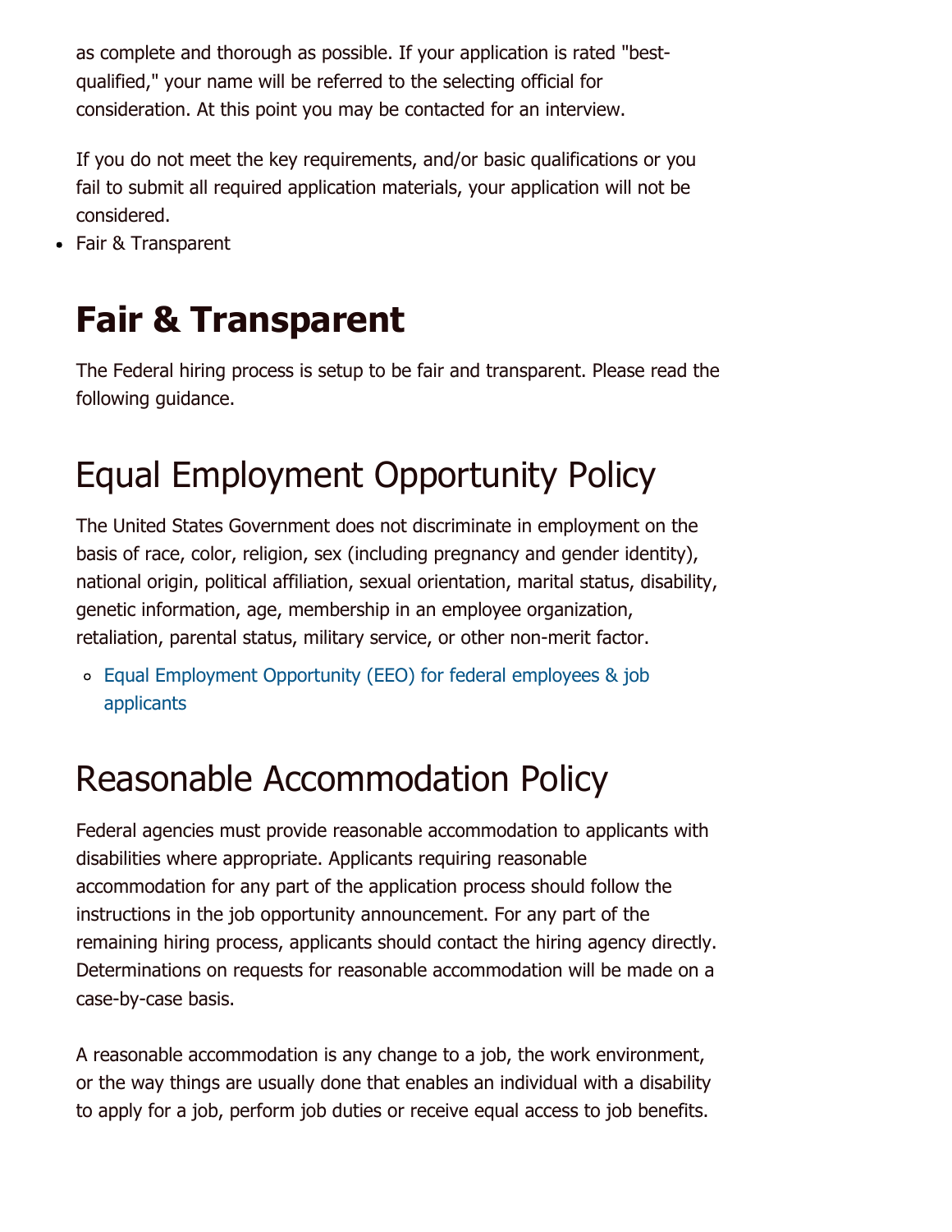as complete and thorough as possible. If your application is rated "best-qualified," your name will be referred to the selecting official for consideration. At this point you may be contacted for an interview.

If you do not meet the key requirements, and/or basic qualifications or you fail to submit all required application materials, your application will not be considered.

- Fair & Transparent

# Fair & Transparent

The Federal hiring process is setup to be fair and transparent. Please read the following guidance.

## Equal Employment Opportunity Policy

The United States Government does not discriminate in employment on the basis of race, color, religion, sex (including pregnancy and gender identity), national origin, political affiliation, sexual orientation, marital status, disability, genetic information, age, membership in an employee organization, retaliation, parental status, military service, or other non-merit factor.

- Equal Employment Opportunity (EEO) for federal employees & job applicants

## Reasonable Accommodation Policy

Federal agencies must provide reasonable accommodation to applicants with disabilities where appropriate. Applicants requiring reasonable accommodation for any part of the application process should follow the instructions in the job opportunity announcement. For any part of the remaining hiring process, applicants should contact the hiring agency directly. Determinations on requests for reasonable accommodation will be made on a case-by-case basis.

A reasonable accommodation is any change to a job, the work environment, or the way things are usually done that enables an individual with a disability to apply for a job, perform job duties or receive equal access to job benefits.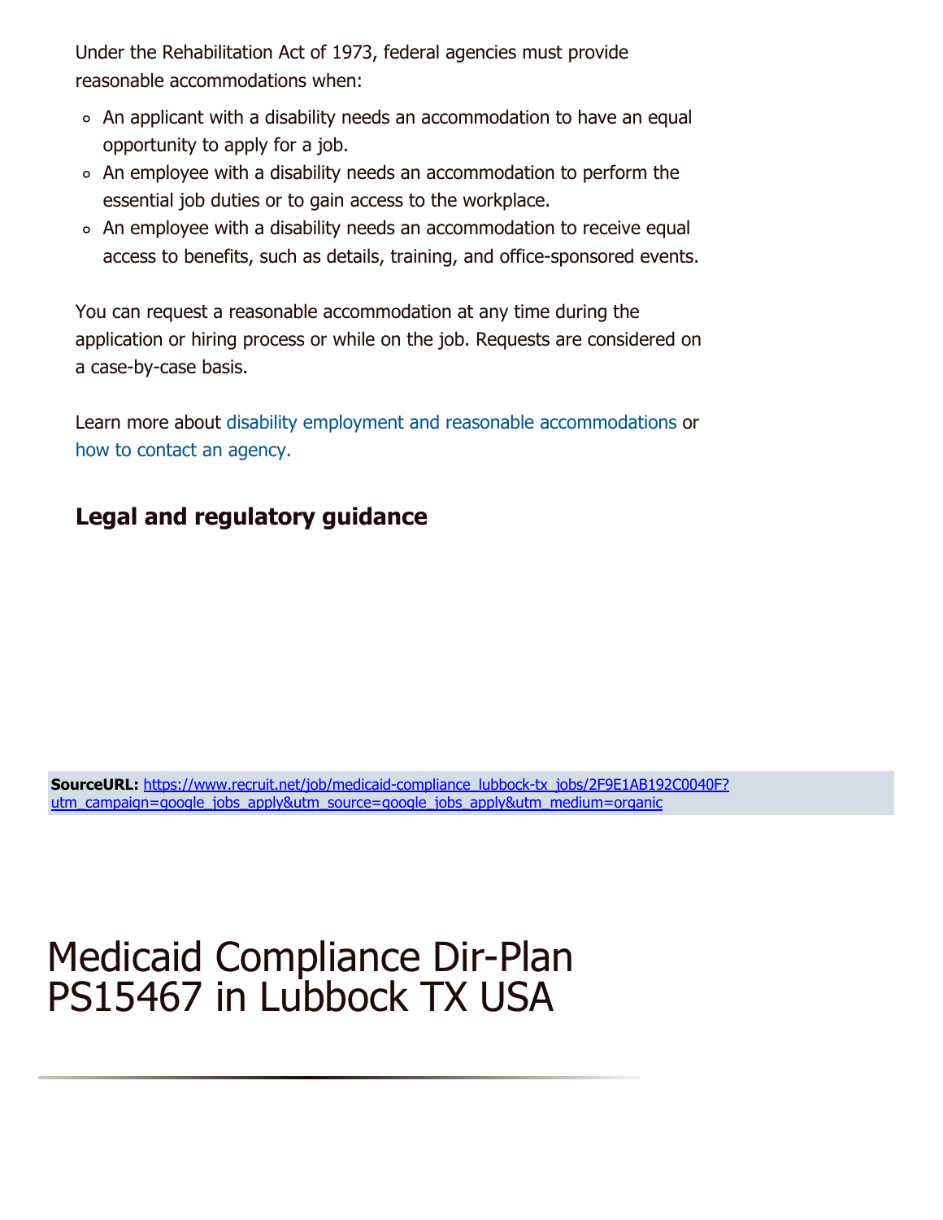Under the Rehabilitation Act of 1973, federal agencies must provide reasonable accommodations when:

- An applicant with a disability needs an accommodation to have an equal opportunity to apply for a job.
- An employee with a disability needs an accommodation to perform the essential job duties or to gain access to the workplace.
- An employee with a disability needs an accommodation to receive equal access to benefits, such as details, training, and office-sponsored events.

You can request a reasonable accommodation at any time during the application or hiring process or while on the job. Requests are considered on a case-by-case basis.

Learn more about disability employment and reasonable accommodations or how to contact an agency.

### Legal and regulatory guidance

**SourceURL:** https://www.recruit.net/job/medicaid-compliance_lubbock-tx_jobs/2F9E1AB192C0040F?utm_campaign=google_jobs_apply&utm_source=google_jobs_apply&utm_medium=organic

# Medicaid Compliance Dir-Plan PS15467 in Lubbock TX USA

---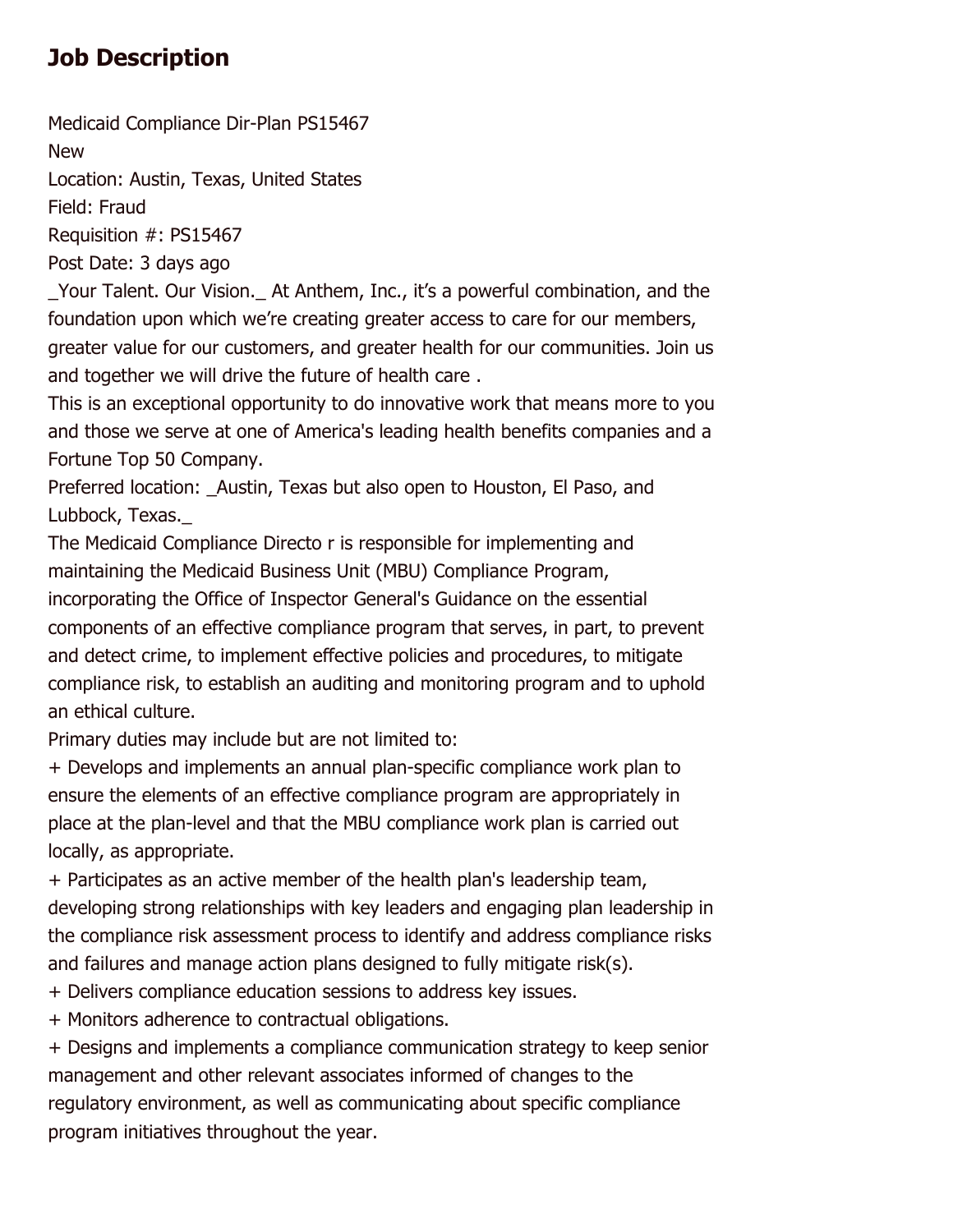## Job Description

Medicaid Compliance Dir-Plan PS15467
New
Location: Austin, Texas, United States
Field: Fraud
Requisition #: PS15467
Post Date: 3 days ago
_Your Talent. Our Vision._ At Anthem, Inc., it's a powerful combination, and the foundation upon which we're creating greater access to care for our members, greater value for our customers, and greater health for our communities. Join us and together we will drive the future of health care .
This is an exceptional opportunity to do innovative work that means more to you and those we serve at one of America's leading health benefits companies and a Fortune Top 50 Company.
Preferred location: _Austin, Texas but also open to Houston, El Paso, and Lubbock, Texas._
The Medicaid Compliance Directo r is responsible for implementing and maintaining the Medicaid Business Unit (MBU) Compliance Program, incorporating the Office of Inspector General's Guidance on the essential components of an effective compliance program that serves, in part, to prevent and detect crime, to implement effective policies and procedures, to mitigate compliance risk, to establish an auditing and monitoring program and to uphold an ethical culture.
Primary duties may include but are not limited to:
+ Develops and implements an annual plan-specific compliance work plan to ensure the elements of an effective compliance program are appropriately in place at the plan-level and that the MBU compliance work plan is carried out locally, as appropriate.
+ Participates as an active member of the health plan's leadership team, developing strong relationships with key leaders and engaging plan leadership in the compliance risk assessment process to identify and address compliance risks and failures and manage action plans designed to fully mitigate risk(s).
+ Delivers compliance education sessions to address key issues.
+ Monitors adherence to contractual obligations.
+ Designs and implements a compliance communication strategy to keep senior management and other relevant associates informed of changes to the regulatory environment, as well as communicating about specific compliance program initiatives throughout the year.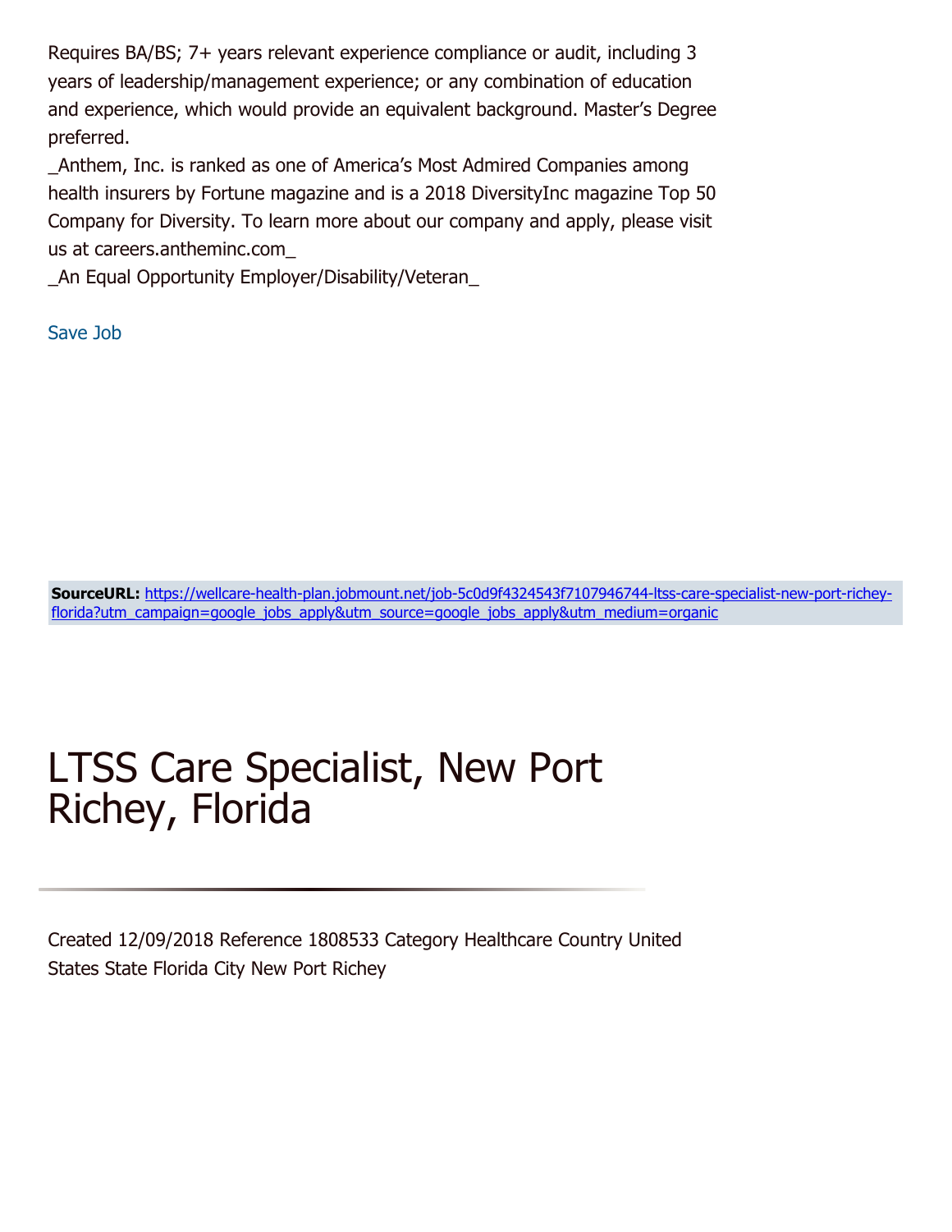Requires BA/BS; 7+ years relevant experience compliance or audit, including 3 years of leadership/management experience; or any combination of education and experience, which would provide an equivalent background. Master's Degree preferred.

_Anthem, Inc. is ranked as one of America's Most Admired Companies among health insurers by Fortune magazine and is a 2018 DiversityInc magazine Top 50 Company for Diversity. To learn more about our company and apply, please visit us at careers.antheminc.com_

_An Equal Opportunity Employer/Disability/Veteran_

Save Job

**SourceURL:** https://wellcare-health-plan.jobmount.net/job-5c0d9f4324543f7107946744-ltss-care-specialist-new-port-richey-florida?utm_campaign=google_jobs_apply&utm_source=google_jobs_apply&utm_medium=organic

# LTSS Care Specialist, New Port Richey, Florida

Created 12/09/2018 Reference 1808533 Category Healthcare Country United States State Florida City New Port Richey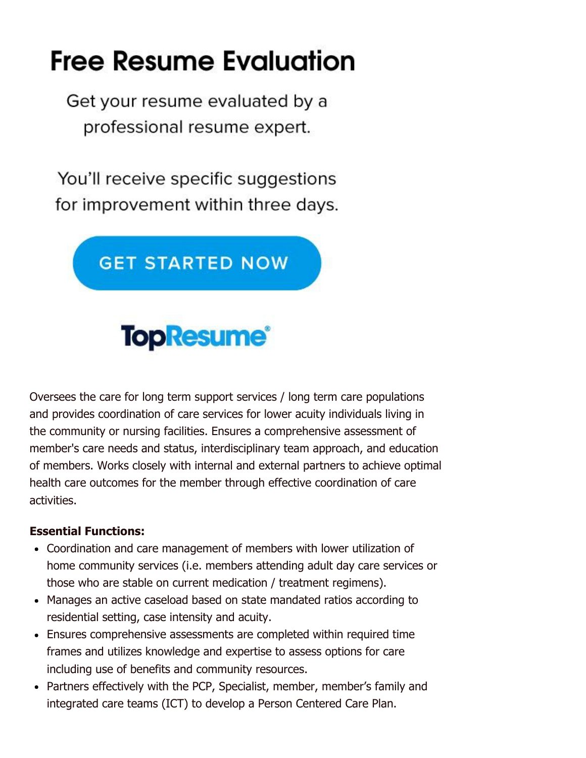# Free Resume Evaluation

Get your resume evaluated by a professional resume expert.

You'll receive specific suggestions for improvement within three days.

GET STARTED NOW

TopResume®

Oversees the care for long term support services / long term care populations and provides coordination of care services for lower acuity individuals living in the community or nursing facilities. Ensures a comprehensive assessment of member's care needs and status, interdisciplinary team approach, and education of members. Works closely with internal and external partners to achieve optimal health care outcomes for the member through effective coordination of care activities.

**Essential Functions:**

- Coordination and care management of members with lower utilization of home community services (i.e. members attending adult day care services or those who are stable on current medication / treatment regimens).
- Manages an active caseload based on state mandated ratios according to residential setting, case intensity and acuity.
- Ensures comprehensive assessments are completed within required time frames and utilizes knowledge and expertise to assess options for care including use of benefits and community resources.
- Partners effectively with the PCP, Specialist, member, member's family and integrated care teams (ICT) to develop a Person Centered Care Plan.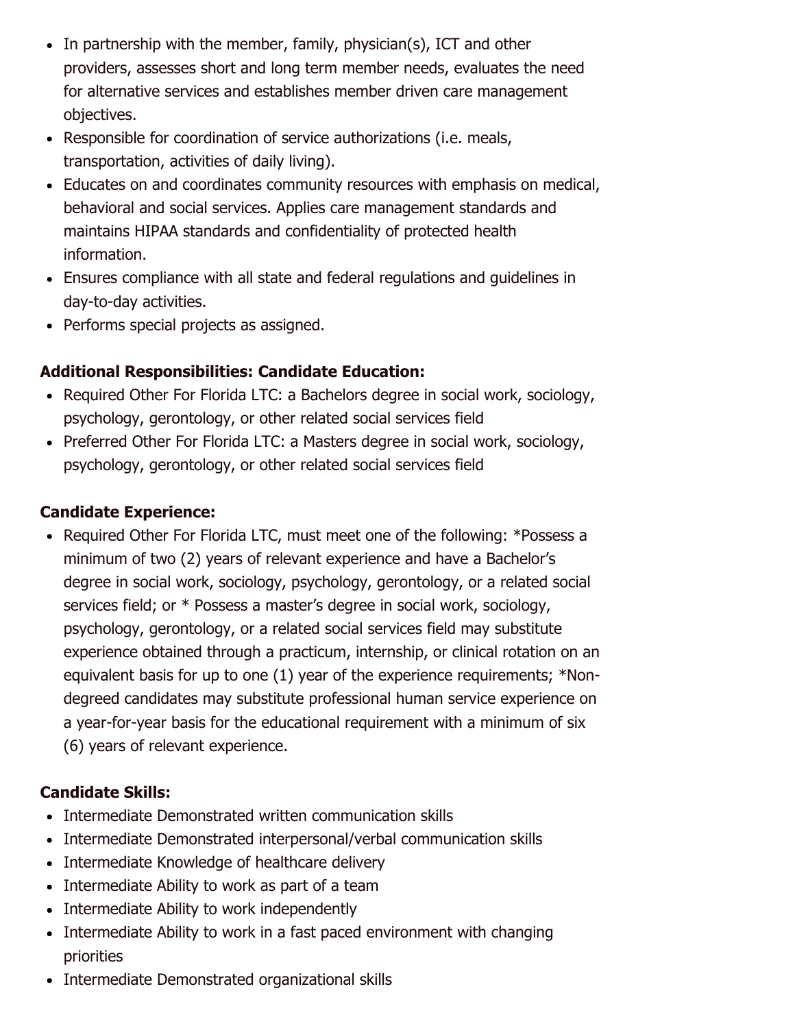- In partnership with the member, family, physician(s), ICT and other providers, assesses short and long term member needs, evaluates the need for alternative services and establishes member driven care management objectives.
- Responsible for coordination of service authorizations (i.e. meals, transportation, activities of daily living).
- Educates on and coordinates community resources with emphasis on medical, behavioral and social services. Applies care management standards and maintains HIPAA standards and confidentiality of protected health information.
- Ensures compliance with all state and federal regulations and guidelines in day-to-day activities.
- Performs special projects as assigned.

**Additional Responsibilities: Candidate Education:**

- Required Other For Florida LTC: a Bachelors degree in social work, sociology, psychology, gerontology, or other related social services field
- Preferred Other For Florida LTC: a Masters degree in social work, sociology, psychology, gerontology, or other related social services field

**Candidate Experience:**

- Required Other For Florida LTC, must meet one of the following: *Possess a minimum of two (2) years of relevant experience and have a Bachelor's degree in social work, sociology, psychology, gerontology, or a related social services field; or * Possess a master's degree in social work, sociology, psychology, gerontology, or a related social services field may substitute experience obtained through a practicum, internship, or clinical rotation on an equivalent basis for up to one (1) year of the experience requirements; *Non-degreed candidates may substitute professional human service experience on a year-for-year basis for the educational requirement with a minimum of six (6) years of relevant experience.

**Candidate Skills:**

- Intermediate Demonstrated written communication skills
- Intermediate Demonstrated interpersonal/verbal communication skills
- Intermediate Knowledge of healthcare delivery
- Intermediate Ability to work as part of a team
- Intermediate Ability to work independently
- Intermediate Ability to work in a fast paced environment with changing priorities
- Intermediate Demonstrated organizational skills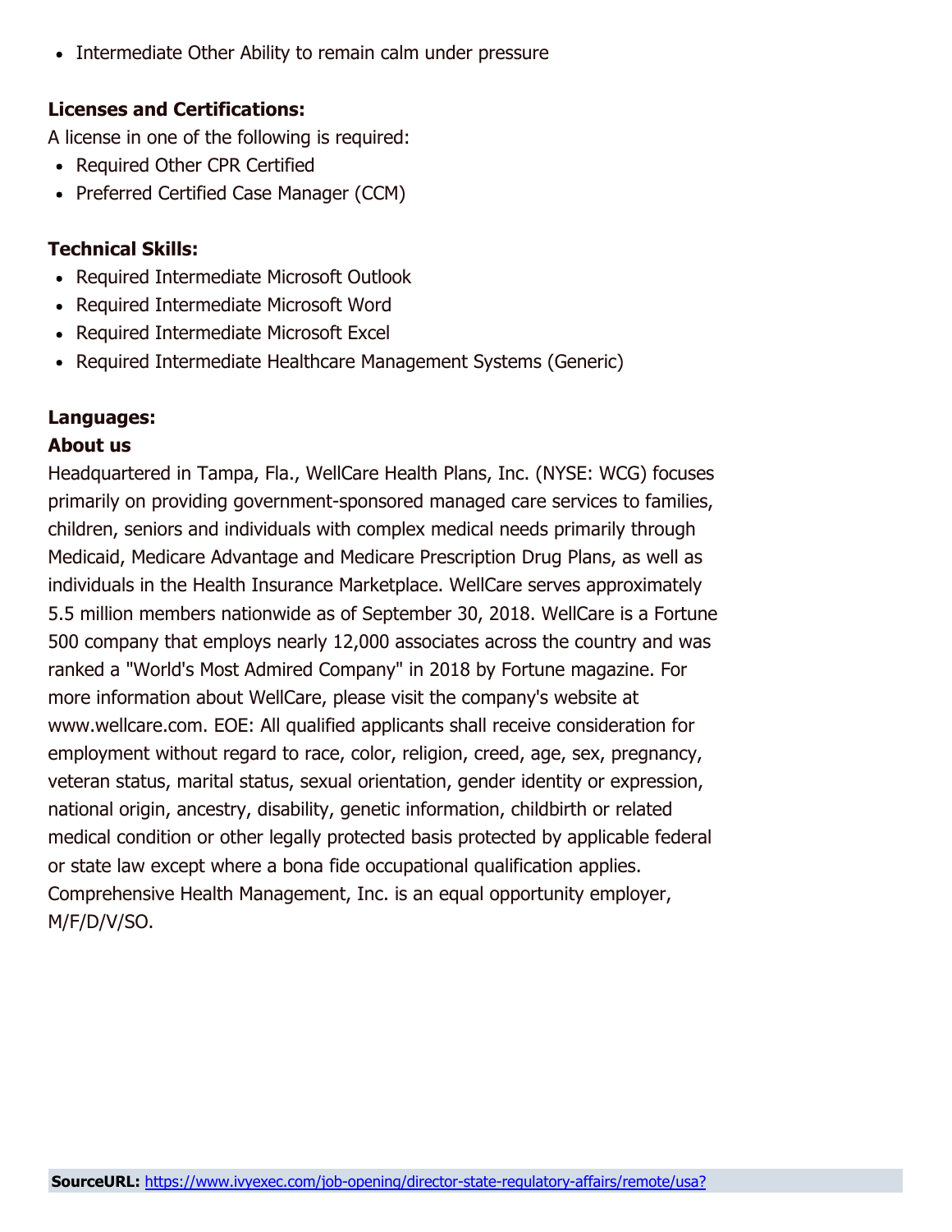- Intermediate Other Ability to remain calm under pressure

**Licenses and Certifications:**

A license in one of the following is required:

- Required Other CPR Certified
- Preferred Certified Case Manager (CCM)

**Technical Skills:**

- Required Intermediate Microsoft Outlook
- Required Intermediate Microsoft Word
- Required Intermediate Microsoft Excel
- Required Intermediate Healthcare Management Systems (Generic)

**Languages:**

**About us**

Headquartered in Tampa, Fla., WellCare Health Plans, Inc. (NYSE: WCG) focuses primarily on providing government-sponsored managed care services to families, children, seniors and individuals with complex medical needs primarily through Medicaid, Medicare Advantage and Medicare Prescription Drug Plans, as well as individuals in the Health Insurance Marketplace. WellCare serves approximately 5.5 million members nationwide as of September 30, 2018. WellCare is a Fortune 500 company that employs nearly 12,000 associates across the country and was ranked a "World's Most Admired Company" in 2018 by Fortune magazine. For more information about WellCare, please visit the company's website at www.wellcare.com. EOE: All qualified applicants shall receive consideration for employment without regard to race, color, religion, creed, age, sex, pregnancy, veteran status, marital status, sexual orientation, gender identity or expression, national origin, ancestry, disability, genetic information, childbirth or related medical condition or other legally protected basis protected by applicable federal or state law except where a bona fide occupational qualification applies. Comprehensive Health Management, Inc. is an equal opportunity employer, M/F/D/V/SO.

**SourceURL:** https://www.ivyexec.com/job-opening/director-state-regulatory-affairs/remote/usa?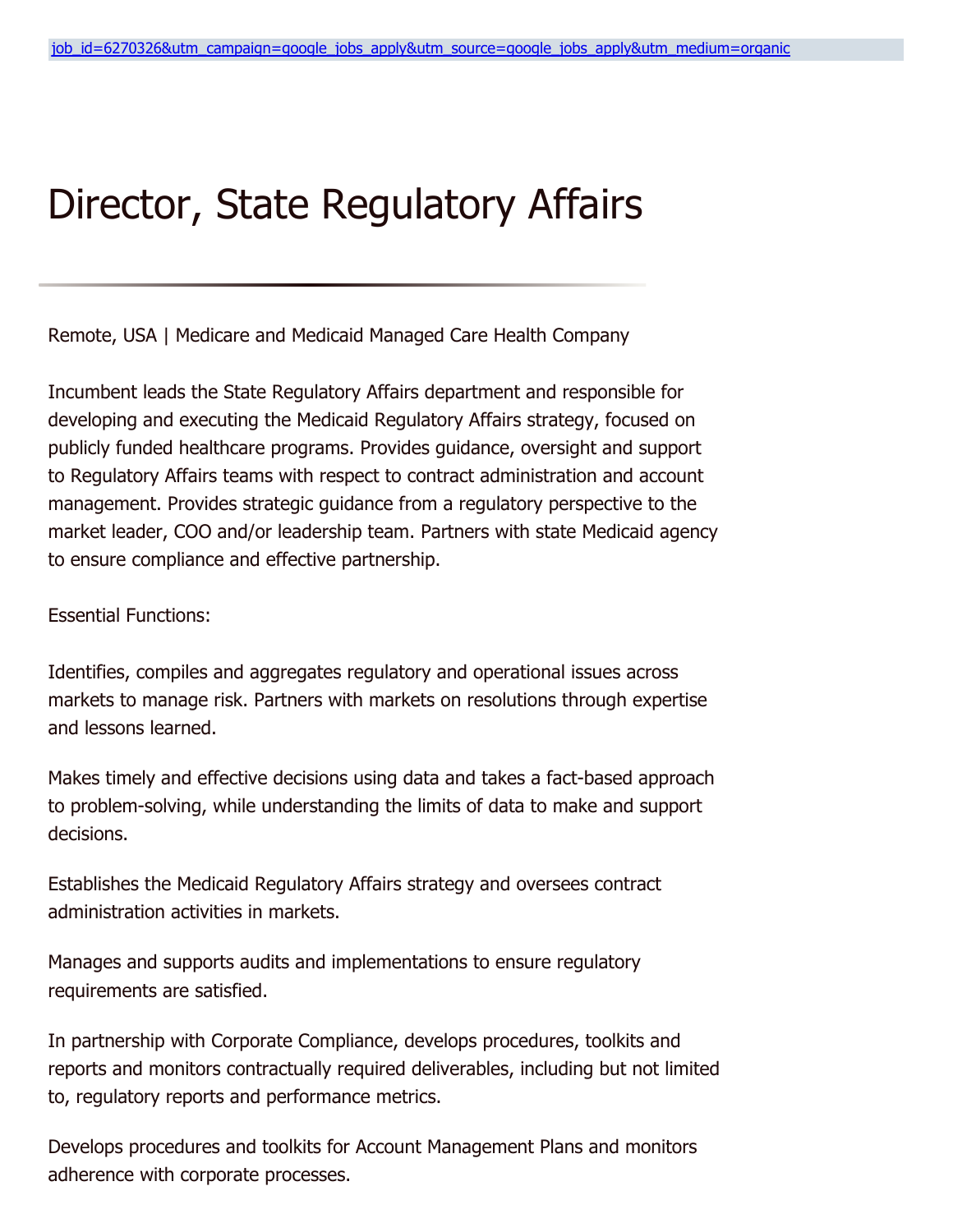job_id=6270326&utm_campaign=google_jobs_apply&utm_source=google_jobs_apply&utm_medium=organic

# Director, State Regulatory Affairs

Remote, USA | Medicare and Medicaid Managed Care Health Company

Incumbent leads the State Regulatory Affairs department and responsible for developing and executing the Medicaid Regulatory Affairs strategy, focused on publicly funded healthcare programs. Provides guidance, oversight and support to Regulatory Affairs teams with respect to contract administration and account management. Provides strategic guidance from a regulatory perspective to the market leader, COO and/or leadership team. Partners with state Medicaid agency to ensure compliance and effective partnership.

Essential Functions:

Identifies, compiles and aggregates regulatory and operational issues across markets to manage risk. Partners with markets on resolutions through expertise and lessons learned.

Makes timely and effective decisions using data and takes a fact-based approach to problem-solving, while understanding the limits of data to make and support decisions.

Establishes the Medicaid Regulatory Affairs strategy and oversees contract administration activities in markets.

Manages and supports audits and implementations to ensure regulatory requirements are satisfied.

In partnership with Corporate Compliance, develops procedures, toolkits and reports and monitors contractually required deliverables, including but not limited to, regulatory reports and performance metrics.

Develops procedures and toolkits for Account Management Plans and monitors adherence with corporate processes.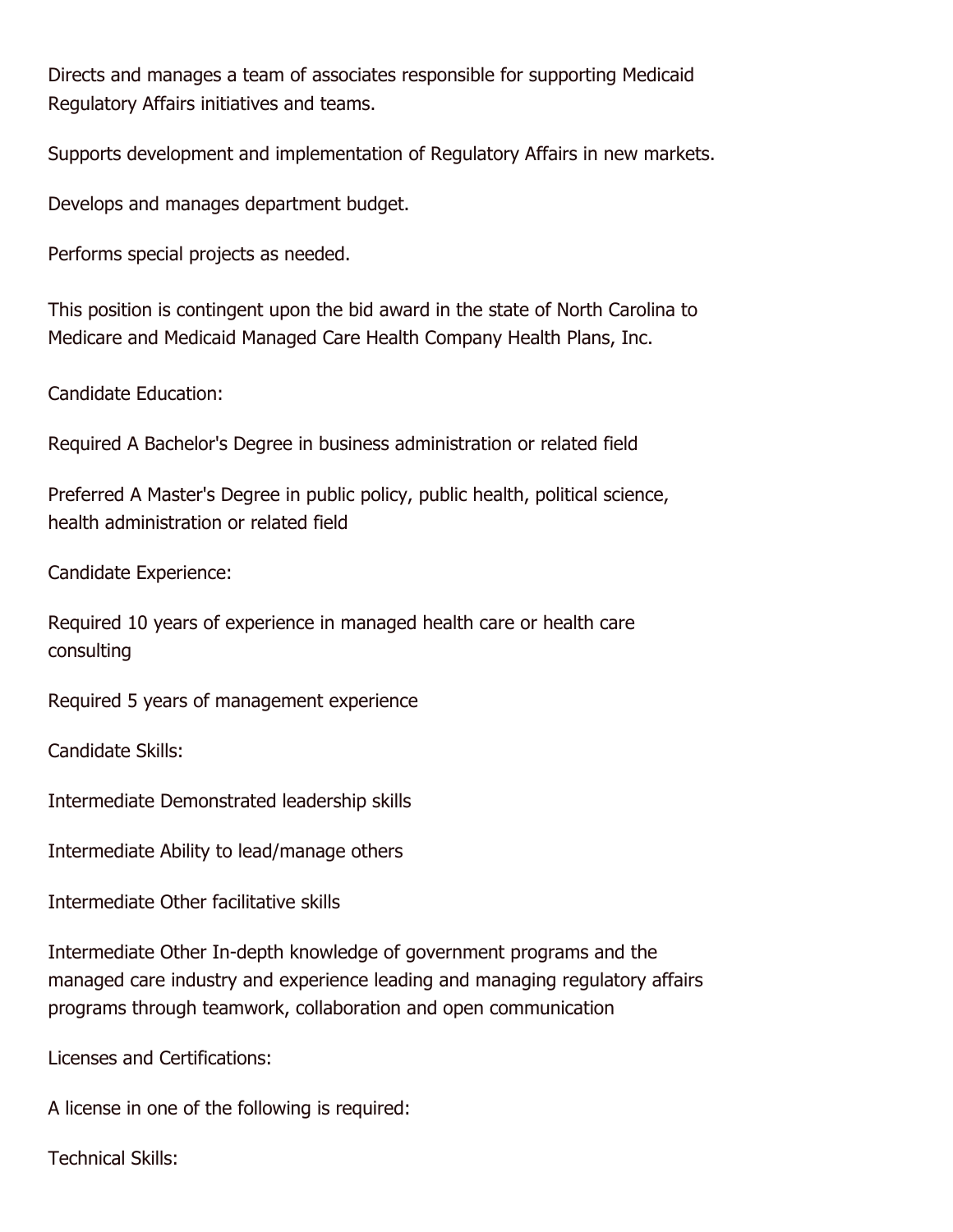Directs and manages a team of associates responsible for supporting Medicaid Regulatory Affairs initiatives and teams.

Supports development and implementation of Regulatory Affairs in new markets.

Develops and manages department budget.

Performs special projects as needed.

This position is contingent upon the bid award in the state of North Carolina to Medicare and Medicaid Managed Care Health Company Health Plans, Inc.

Candidate Education:

Required A Bachelor's Degree in business administration or related field

Preferred A Master's Degree in public policy, public health, political science, health administration or related field

Candidate Experience:

Required 10 years of experience in managed health care or health care consulting

Required 5 years of management experience

Candidate Skills:

Intermediate Demonstrated leadership skills

Intermediate Ability to lead/manage others

Intermediate Other facilitative skills

Intermediate Other In-depth knowledge of government programs and the managed care industry and experience leading and managing regulatory affairs programs through teamwork, collaboration and open communication

Licenses and Certifications:

A license in one of the following is required:

Technical Skills: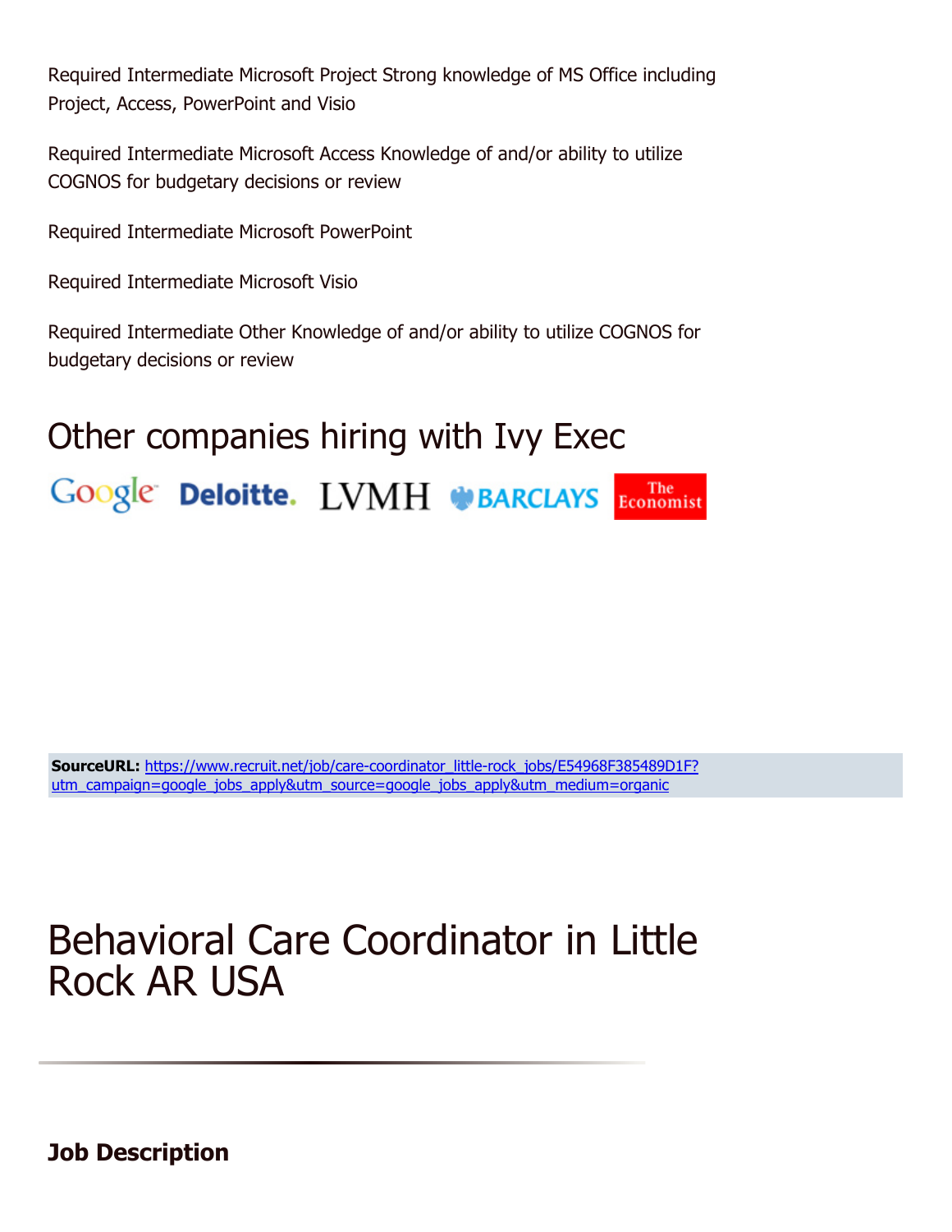Required Intermediate Microsoft Project Strong knowledge of MS Office including Project, Access, PowerPoint and Visio

Required Intermediate Microsoft Access Knowledge of and/or ability to utilize COGNOS for budgetary decisions or review

Required Intermediate Microsoft PowerPoint

Required Intermediate Microsoft Visio

Required Intermediate Other Knowledge of and/or ability to utilize COGNOS for budgetary decisions or review

## Other companies hiring with Ivy Exec

Google Deloitte. LVMH BARCLAYS The Economist

**SourceURL:** https://www.recruit.net/job/care-coordinator_little-rock_jobs/E54968F385489D1F?utm_campaign=google_jobs_apply&utm_source=google_jobs_apply&utm_medium=organic

# Behavioral Care Coordinator in Little Rock AR USA

### Job Description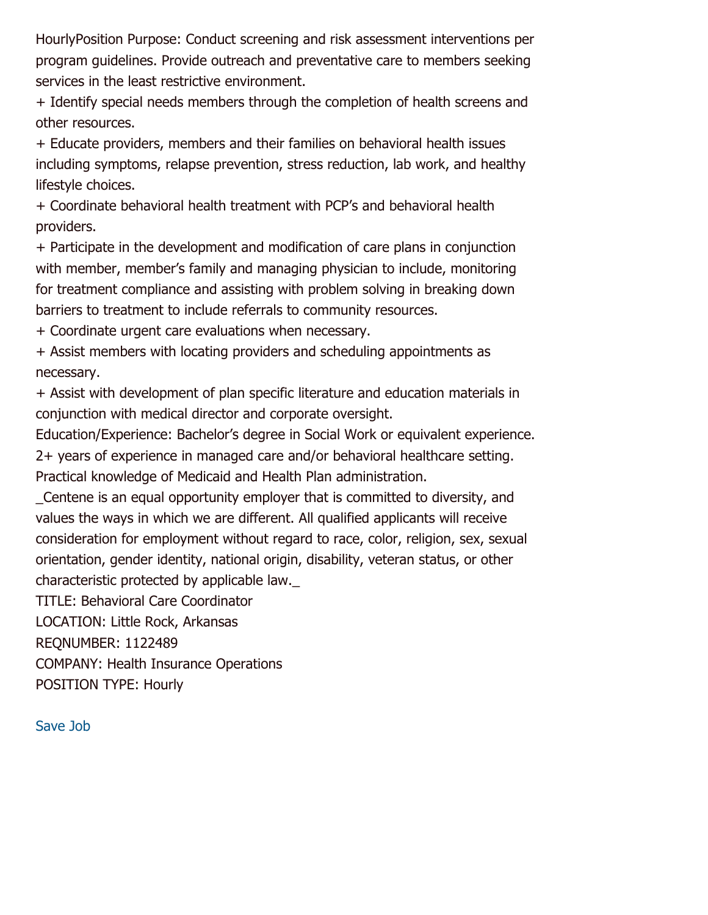HourlyPosition Purpose: Conduct screening and risk assessment interventions per program guidelines. Provide outreach and preventative care to members seeking services in the least restrictive environment.

+ Identify special needs members through the completion of health screens and other resources.

+ Educate providers, members and their families on behavioral health issues including symptoms, relapse prevention, stress reduction, lab work, and healthy lifestyle choices.

+ Coordinate behavioral health treatment with PCP's and behavioral health providers.

+ Participate in the development and modification of care plans in conjunction with member, member's family and managing physician to include, monitoring for treatment compliance and assisting with problem solving in breaking down barriers to treatment to include referrals to community resources.

+ Coordinate urgent care evaluations when necessary.

+ Assist members with locating providers and scheduling appointments as necessary.

+ Assist with development of plan specific literature and education materials in conjunction with medical director and corporate oversight.

Education/Experience: Bachelor's degree in Social Work or equivalent experience. 2+ years of experience in managed care and/or behavioral healthcare setting. Practical knowledge of Medicaid and Health Plan administration.

_Centene is an equal opportunity employer that is committed to diversity, and values the ways in which we are different. All qualified applicants will receive consideration for employment without regard to race, color, religion, sex, sexual orientation, gender identity, national origin, disability, veteran status, or other characteristic protected by applicable law._

TITLE: Behavioral Care Coordinator

LOCATION: Little Rock, Arkansas

REQNUMBER: 1122489

COMPANY: Health Insurance Operations

POSITION TYPE: Hourly

Save Job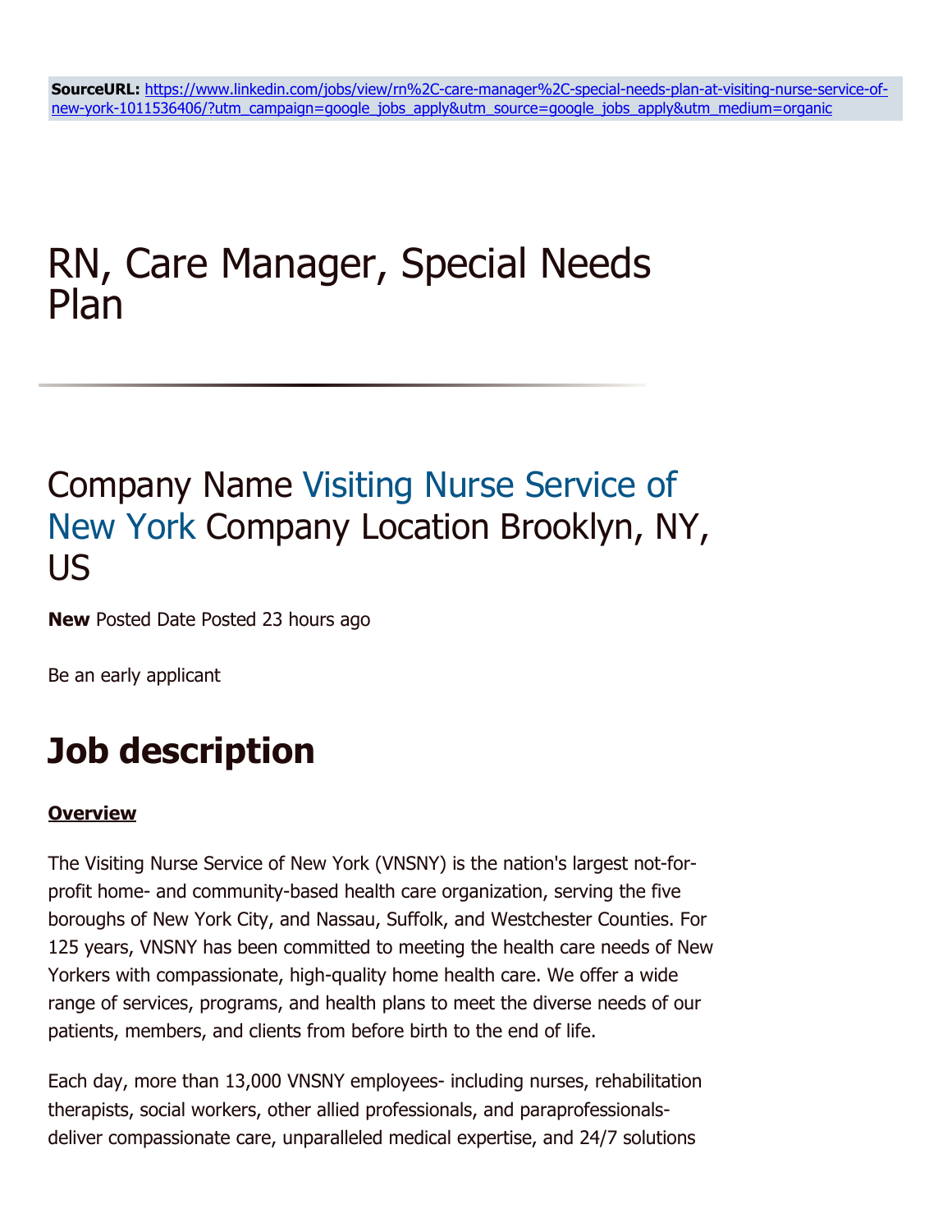**SourceURL:** [https://www.linkedin.com/jobs/view/rn%2C-care-manager%2C-special-needs-plan-at-visiting-nurse-service-of-new-york-1011536406/?utm_campaign=google_jobs_apply&utm_source=google_jobs_apply&utm_medium=organic](https://www.linkedin.com/jobs/view/rn%2C-care-manager%2C-special-needs-plan-at-visiting-nurse-service-of-new-york-1011536406/?utm_campaign=google_jobs_apply&utm_source=google_jobs_apply&utm_medium=organic)

# RN, Care Manager, Special Needs Plan

## Company Name Visiting Nurse Service of New York Company Location Brooklyn, NY, US

**New** Posted Date Posted 23 hours ago

Be an early applicant

# Job description

**Overview**

The Visiting Nurse Service of New York (VNSNY) is the nation's largest not-for-profit home- and community-based health care organization, serving the five boroughs of New York City, and Nassau, Suffolk, and Westchester Counties. For 125 years, VNSNY has been committed to meeting the health care needs of New Yorkers with compassionate, high-quality home health care. We offer a wide range of services, programs, and health plans to meet the diverse needs of our patients, members, and clients from before birth to the end of life.

Each day, more than 13,000 VNSNY employees- including nurses, rehabilitation therapists, social workers, other allied professionals, and paraprofessionals- deliver compassionate care, unparalleled medical expertise, and 24/7 solutions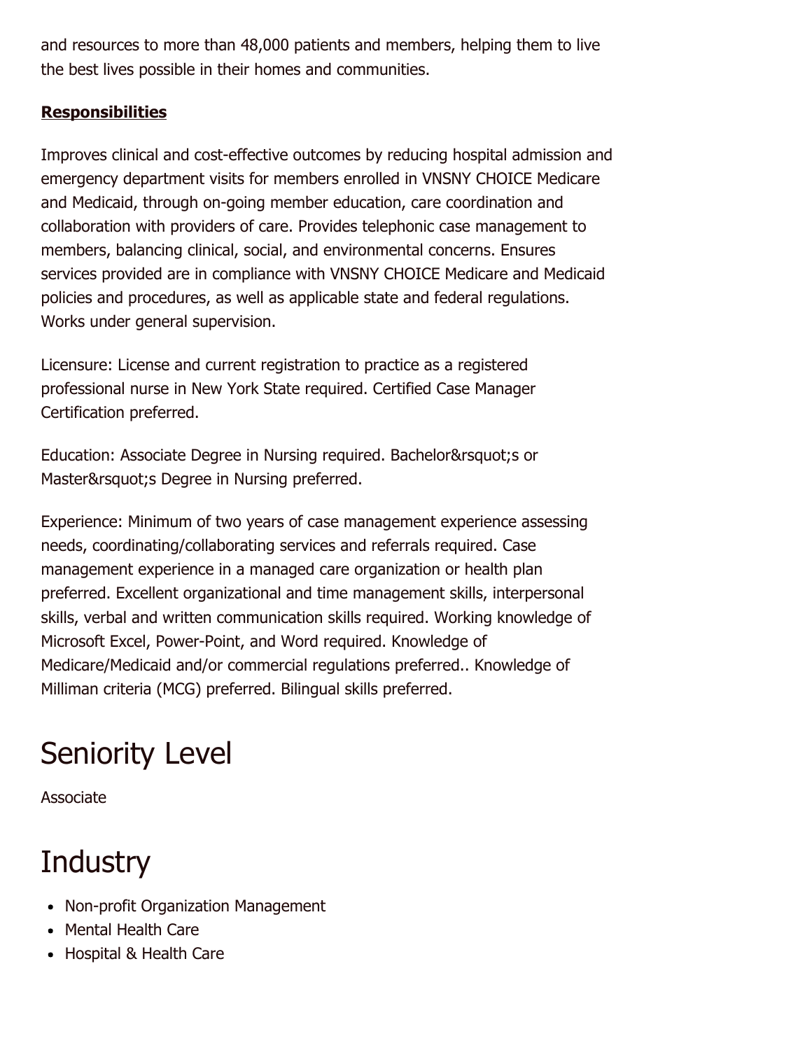and resources to more than 48,000 patients and members, helping them to live the best lives possible in their homes and communities.

**Responsibilities**

Improves clinical and cost-effective outcomes by reducing hospital admission and emergency department visits for members enrolled in VNSNY CHOICE Medicare and Medicaid, through on-going member education, care coordination and collaboration with providers of care. Provides telephonic case management to members, balancing clinical, social, and environmental concerns. Ensures services provided are in compliance with VNSNY CHOICE Medicare and Medicaid policies and procedures, as well as applicable state and federal regulations. Works under general supervision.

Licensure: License and current registration to practice as a registered professional nurse in New York State required. Certified Case Manager Certification preferred.

Education: Associate Degree in Nursing required. Bachelor&rsquot;s or Master&rsquot;s Degree in Nursing preferred.

Experience: Minimum of two years of case management experience assessing needs, coordinating/collaborating services and referrals required. Case management experience in a managed care organization or health plan preferred. Excellent organizational and time management skills, interpersonal skills, verbal and written communication skills required. Working knowledge of Microsoft Excel, Power-Point, and Word required. Knowledge of Medicare/Medicaid and/or commercial regulations preferred.. Knowledge of Milliman criteria (MCG) preferred. Bilingual skills preferred.

# Seniority Level

Associate

# Industry

- Non-profit Organization Management
- Mental Health Care
- Hospital & Health Care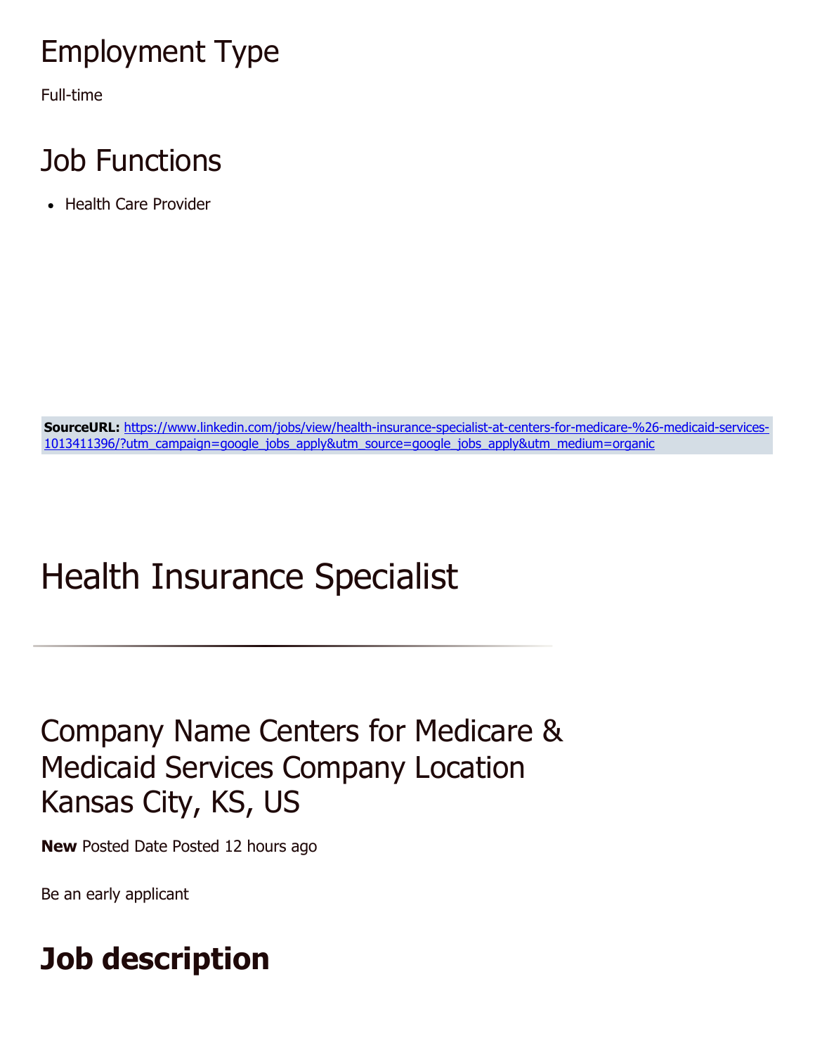## Employment Type

Full-time

## Job Functions

- Health Care Provider

**SourceURL:** [https://www.linkedin.com/jobs/view/health-insurance-specialist-at-centers-for-medicare-%26-medicaid-services-1013411396/?utm_campaign=google_jobs_apply&utm_source=google_jobs_apply&utm_medium=organic](https://www.linkedin.com/jobs/view/health-insurance-specialist-at-centers-for-medicare-%26-medicaid-services-1013411396/?utm_campaign=google_jobs_apply&utm_source=google_jobs_apply&utm_medium=organic)

# Health Insurance Specialist

---

## Company Name Centers for Medicare & Medicaid Services Company Location Kansas City, KS, US

**New** Posted Date Posted 12 hours ago

Be an early applicant

## **Job description**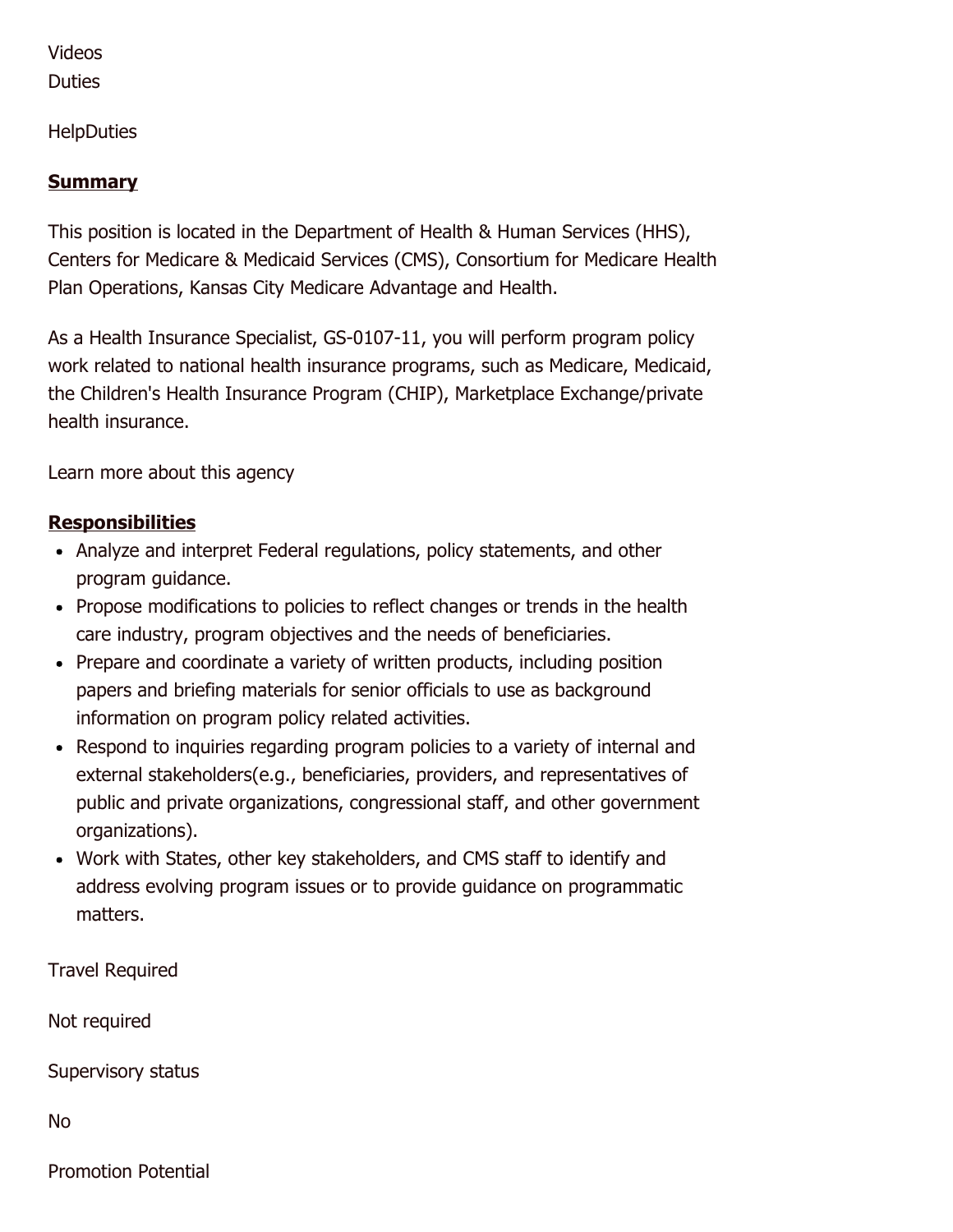Videos
Duties

HelpDuties

## **Summary**

This position is located in the Department of Health & Human Services (HHS), Centers for Medicare & Medicaid Services (CMS), Consortium for Medicare Health Plan Operations, Kansas City Medicare Advantage and Health.

As a Health Insurance Specialist, GS-0107-11, you will perform program policy work related to national health insurance programs, such as Medicare, Medicaid, the Children's Health Insurance Program (CHIP), Marketplace Exchange/private health insurance.

Learn more about this agency

## **Responsibilities**

- Analyze and interpret Federal regulations, policy statements, and other program guidance.
- Propose modifications to policies to reflect changes or trends in the health care industry, program objectives and the needs of beneficiaries.
- Prepare and coordinate a variety of written products, including position papers and briefing materials for senior officials to use as background information on program policy related activities.
- Respond to inquiries regarding program policies to a variety of internal and external stakeholders(e.g., beneficiaries, providers, and representatives of public and private organizations, congressional staff, and other government organizations).
- Work with States, other key stakeholders, and CMS staff to identify and address evolving program issues or to provide guidance on programmatic matters.

Travel Required

Not required

Supervisory status

No

Promotion Potential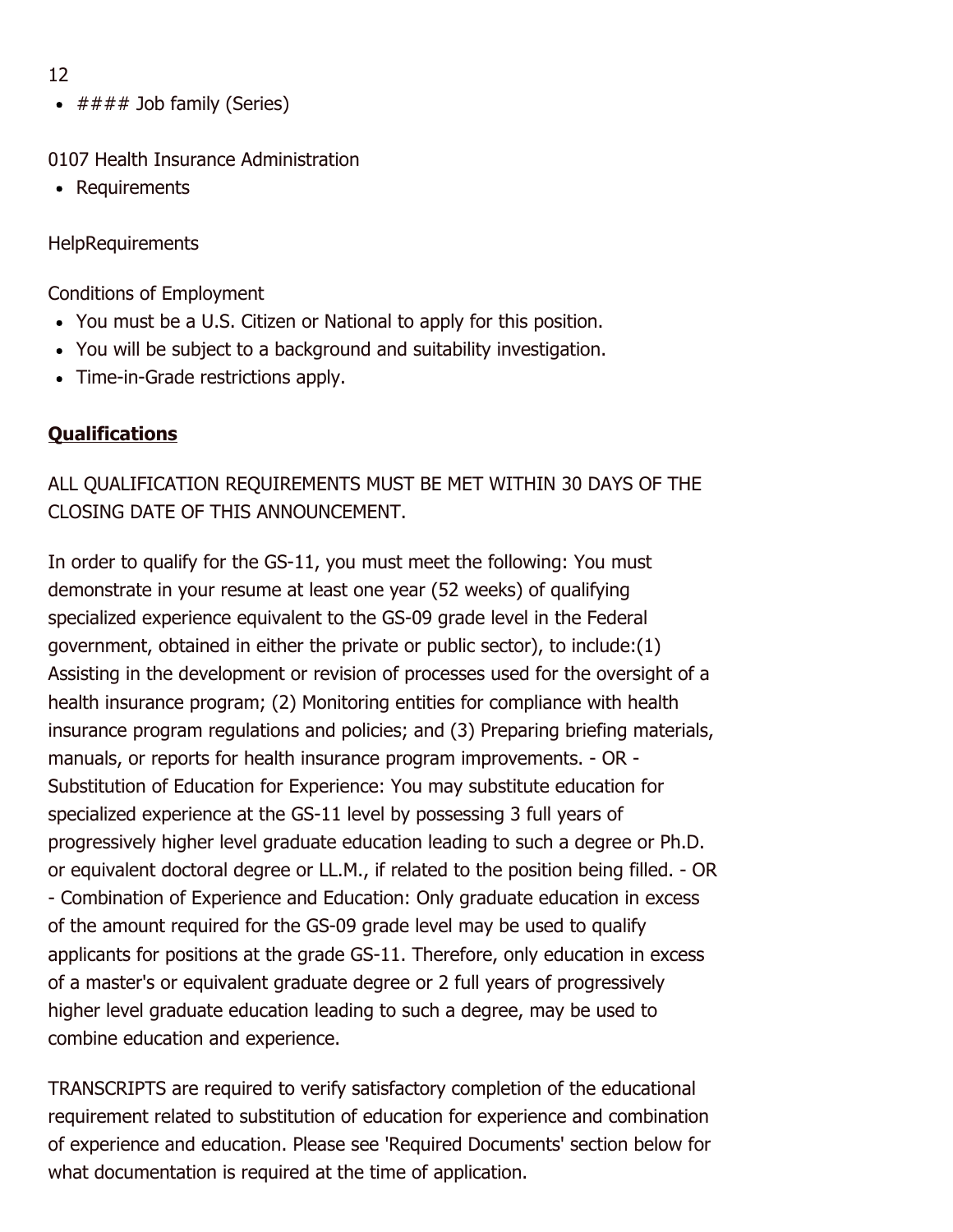12

- #### Job family (Series)

0107 Health Insurance Administration

- Requirements

HelpRequirements

Conditions of Employment

- You must be a U.S. Citizen or National to apply for this position.
- You will be subject to a background and suitability investigation.
- Time-in-Grade restrictions apply.

**Qualifications**

ALL QUALIFICATION REQUIREMENTS MUST BE MET WITHIN 30 DAYS OF THE CLOSING DATE OF THIS ANNOUNCEMENT.

In order to qualify for the GS-11, you must meet the following: You must demonstrate in your resume at least one year (52 weeks) of qualifying specialized experience equivalent to the GS-09 grade level in the Federal government, obtained in either the private or public sector), to include:(1) Assisting in the development or revision of processes used for the oversight of a health insurance program; (2) Monitoring entities for compliance with health insurance program regulations and policies; and (3) Preparing briefing materials, manuals, or reports for health insurance program improvements. - OR - Substitution of Education for Experience: You may substitute education for specialized experience at the GS-11 level by possessing 3 full years of progressively higher level graduate education leading to such a degree or Ph.D. or equivalent doctoral degree or LL.M., if related to the position being filled. - OR - Combination of Experience and Education: Only graduate education in excess of the amount required for the GS-09 grade level may be used to qualify applicants for positions at the grade GS-11. Therefore, only education in excess of a master's or equivalent graduate degree or 2 full years of progressively higher level graduate education leading to such a degree, may be used to combine education and experience.

TRANSCRIPTS are required to verify satisfactory completion of the educational requirement related to substitution of education for experience and combination of experience and education. Please see 'Required Documents' section below for what documentation is required at the time of application.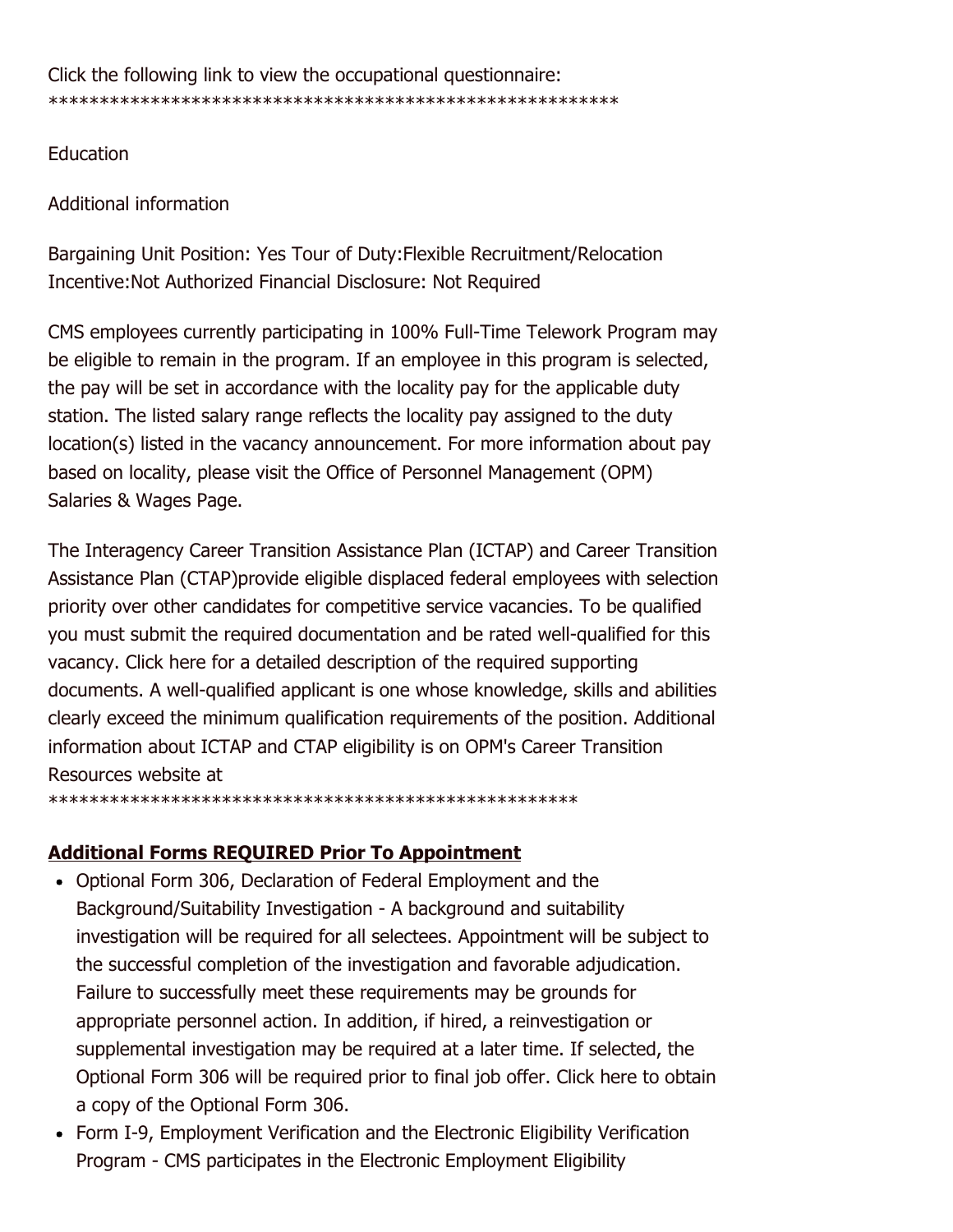Click the following link to view the occupational questionnaire:
**********************************************************

Education

Additional information

Bargaining Unit Position: Yes Tour of Duty:Flexible Recruitment/Relocation Incentive:Not Authorized Financial Disclosure: Not Required

CMS employees currently participating in 100% Full-Time Telework Program may be eligible to remain in the program. If an employee in this program is selected, the pay will be set in accordance with the locality pay for the applicable duty station. The listed salary range reflects the locality pay assigned to the duty location(s) listed in the vacancy announcement. For more information about pay based on locality, please visit the Office of Personnel Management (OPM) Salaries & Wages Page.

The Interagency Career Transition Assistance Plan (ICTAP) and Career Transition Assistance Plan (CTAP)provide eligible displaced federal employees with selection priority over other candidates for competitive service vacancies. To be qualified you must submit the required documentation and be rated well-qualified for this vacancy. Click here for a detailed description of the required supporting documents. A well-qualified applicant is one whose knowledge, skills and abilities clearly exceed the minimum qualification requirements of the position. Additional information about ICTAP and CTAP eligibility is on OPM's Career Transition Resources website at
****************************************************

**Additional Forms REQUIRED Prior To Appointment**

- Optional Form 306, Declaration of Federal Employment and the Background/Suitability Investigation - A background and suitability investigation will be required for all selectees. Appointment will be subject to the successful completion of the investigation and favorable adjudication. Failure to successfully meet these requirements may be grounds for appropriate personnel action. In addition, if hired, a reinvestigation or supplemental investigation may be required at a later time. If selected, the Optional Form 306 will be required prior to final job offer. Click here to obtain a copy of the Optional Form 306.
- Form I-9, Employment Verification and the Electronic Eligibility Verification Program - CMS participates in the Electronic Employment Eligibility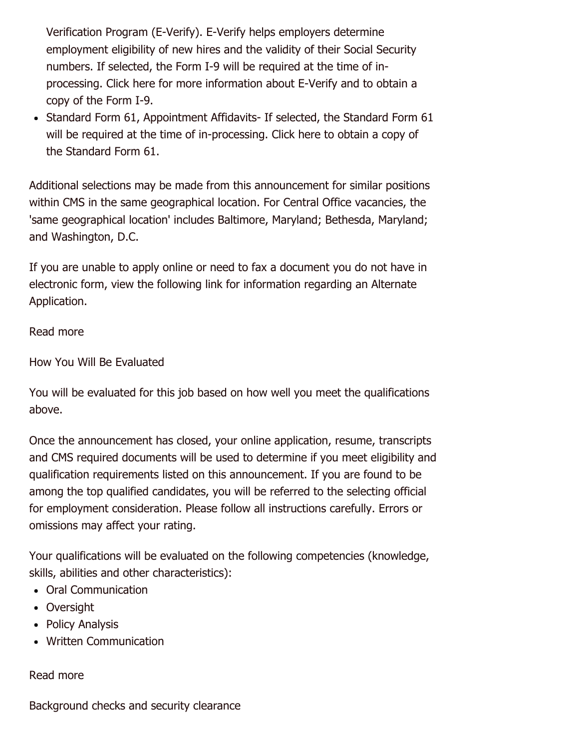Verification Program (E-Verify). E-Verify helps employers determine employment eligibility of new hires and the validity of their Social Security numbers. If selected, the Form I-9 will be required at the time of in-processing. Click here for more information about E-Verify and to obtain a copy of the Form I-9.

- Standard Form 61, Appointment Affidavits- If selected, the Standard Form 61 will be required at the time of in-processing. Click here to obtain a copy of the Standard Form 61.

Additional selections may be made from this announcement for similar positions within CMS in the same geographical location. For Central Office vacancies, the 'same geographical location' includes Baltimore, Maryland; Bethesda, Maryland; and Washington, D.C.

If you are unable to apply online or need to fax a document you do not have in electronic form, view the following link for information regarding an Alternate Application.

Read more

How You Will Be Evaluated

You will be evaluated for this job based on how well you meet the qualifications above.

Once the announcement has closed, your online application, resume, transcripts and CMS required documents will be used to determine if you meet eligibility and qualification requirements listed on this announcement. If you are found to be among the top qualified candidates, you will be referred to the selecting official for employment consideration. Please follow all instructions carefully. Errors or omissions may affect your rating.

Your qualifications will be evaluated on the following competencies (knowledge, skills, abilities and other characteristics):

- Oral Communication
- Oversight
- Policy Analysis
- Written Communication

Read more

Background checks and security clearance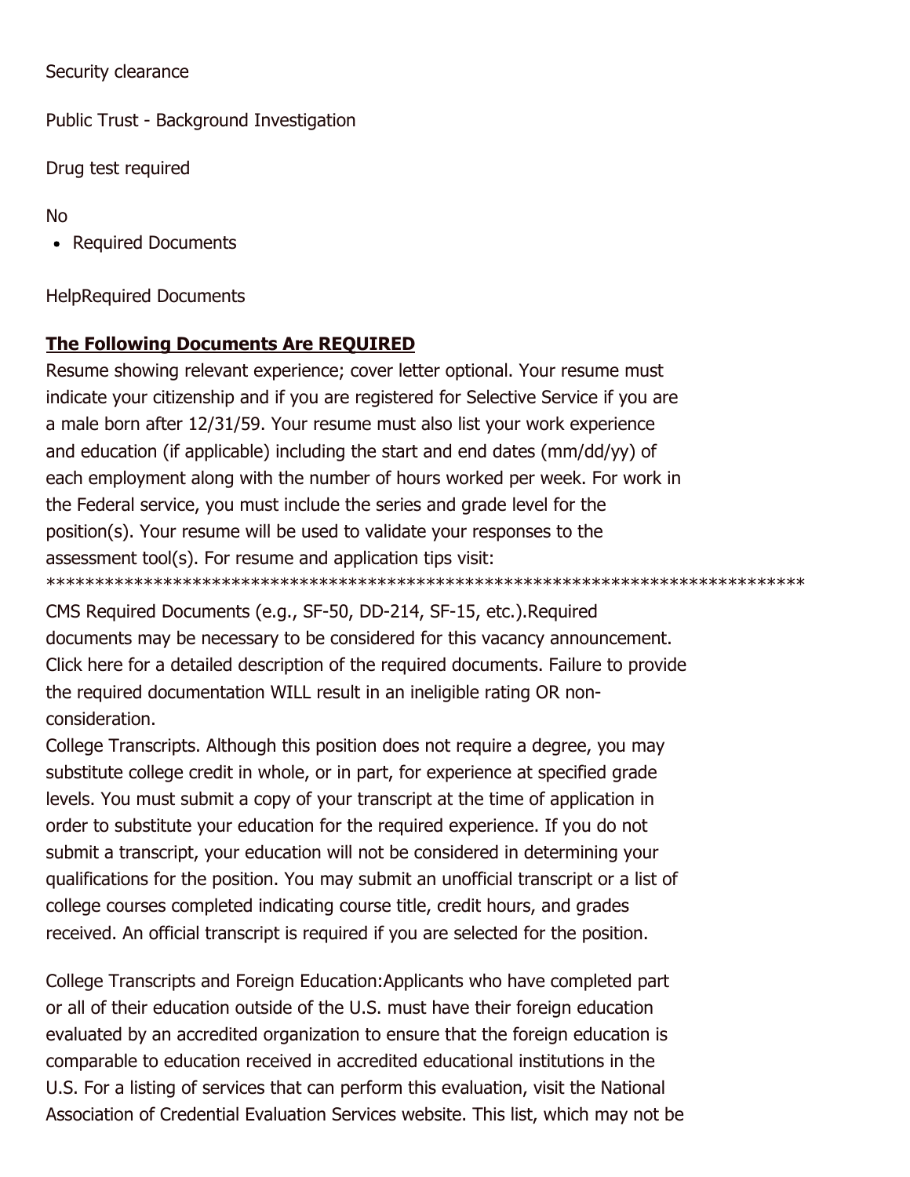Security clearance

Public Trust - Background Investigation

Drug test required

No

- Required Documents

HelpRequired Documents

**The Following Documents Are REQUIRED**

Resume showing relevant experience; cover letter optional. Your resume must indicate your citizenship and if you are registered for Selective Service if you are a male born after 12/31/59. Your resume must also list your work experience and education (if applicable) including the start and end dates (mm/dd/yy) of each employment along with the number of hours worked per week. For work in the Federal service, you must include the series and grade level for the position(s). Your resume will be used to validate your responses to the assessment tool(s). For resume and application tips visit:
******************************************************************************
CMS Required Documents (e.g., SF-50, DD-214, SF-15, etc.).Required documents may be necessary to be considered for this vacancy announcement. Click here for a detailed description of the required documents. Failure to provide the required documentation WILL result in an ineligible rating OR non-consideration.
College Transcripts. Although this position does not require a degree, you may substitute college credit in whole, or in part, for experience at specified grade levels. You must submit a copy of your transcript at the time of application in order to substitute your education for the required experience. If you do not submit a transcript, your education will not be considered in determining your qualifications for the position. You may submit an unofficial transcript or a list of college courses completed indicating course title, credit hours, and grades received. An official transcript is required if you are selected for the position.

College Transcripts and Foreign Education:Applicants who have completed part or all of their education outside of the U.S. must have their foreign education evaluated by an accredited organization to ensure that the foreign education is comparable to education received in accredited educational institutions in the U.S. For a listing of services that can perform this evaluation, visit the National Association of Credential Evaluation Services website. This list, which may not be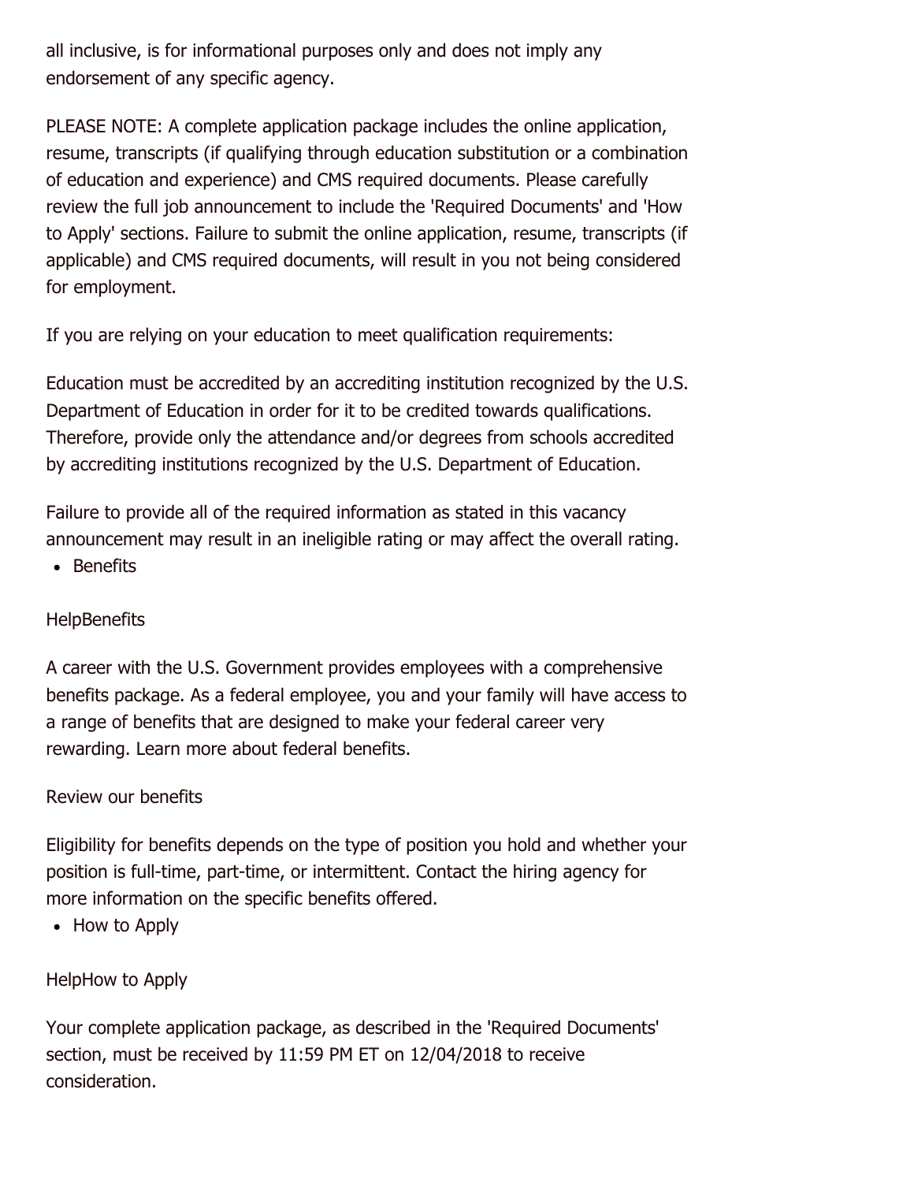all inclusive, is for informational purposes only and does not imply any endorsement of any specific agency.

PLEASE NOTE: A complete application package includes the online application, resume, transcripts (if qualifying through education substitution or a combination of education and experience) and CMS required documents. Please carefully review the full job announcement to include the 'Required Documents' and 'How to Apply' sections. Failure to submit the online application, resume, transcripts (if applicable) and CMS required documents, will result in you not being considered for employment.

If you are relying on your education to meet qualification requirements:

Education must be accredited by an accrediting institution recognized by the U.S. Department of Education in order for it to be credited towards qualifications. Therefore, provide only the attendance and/or degrees from schools accredited by accrediting institutions recognized by the U.S. Department of Education.

Failure to provide all of the required information as stated in this vacancy announcement may result in an ineligible rating or may affect the overall rating.

- Benefits

HelpBenefits

A career with the U.S. Government provides employees with a comprehensive benefits package. As a federal employee, you and your family will have access to a range of benefits that are designed to make your federal career very rewarding. Learn more about federal benefits.

Review our benefits

Eligibility for benefits depends on the type of position you hold and whether your position is full-time, part-time, or intermittent. Contact the hiring agency for more information on the specific benefits offered.

- How to Apply

HelpHow to Apply

Your complete application package, as described in the 'Required Documents' section, must be received by 11:59 PM ET on 12/04/2018 to receive consideration.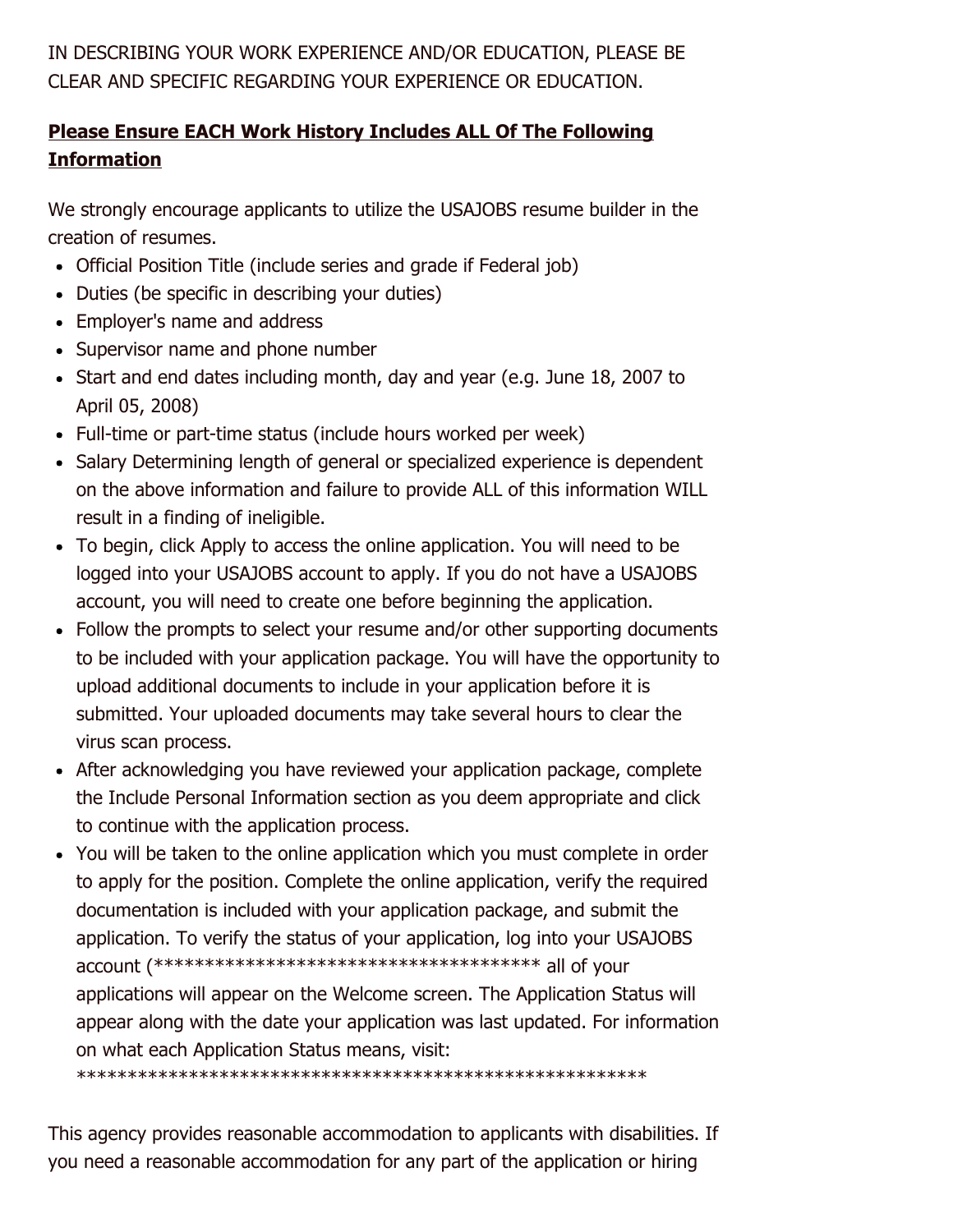IN DESCRIBING YOUR WORK EXPERIENCE AND/OR EDUCATION, PLEASE BE CLEAR AND SPECIFIC REGARDING YOUR EXPERIENCE OR EDUCATION.

**Please Ensure EACH Work History Includes ALL Of The Following Information**

We strongly encourage applicants to utilize the USAJOBS resume builder in the creation of resumes.

- Official Position Title (include series and grade if Federal job)
- Duties (be specific in describing your duties)
- Employer's name and address
- Supervisor name and phone number
- Start and end dates including month, day and year (e.g. June 18, 2007 to April 05, 2008)
- Full-time or part-time status (include hours worked per week)
- Salary Determining length of general or specialized experience is dependent on the above information and failure to provide ALL of this information WILL result in a finding of ineligible.
- To begin, click Apply to access the online application. You will need to be logged into your USAJOBS account to apply. If you do not have a USAJOBS account, you will need to create one before beginning the application.
- Follow the prompts to select your resume and/or other supporting documents to be included with your application package. You will have the opportunity to upload additional documents to include in your application before it is submitted. Your uploaded documents may take several hours to clear the virus scan process.
- After acknowledging you have reviewed your application package, complete the Include Personal Information section as you deem appropriate and click to continue with the application process.
- You will be taken to the online application which you must complete in order to apply for the position. Complete the online application, verify the required documentation is included with your application package, and submit the application. To verify the status of your application, log into your USAJOBS account (*************************************** all of your applications will appear on the Welcome screen. The Application Status will appear along with the date your application was last updated. For information on what each Application Status means, visit: *********************************************************

This agency provides reasonable accommodation to applicants with disabilities. If you need a reasonable accommodation for any part of the application or hiring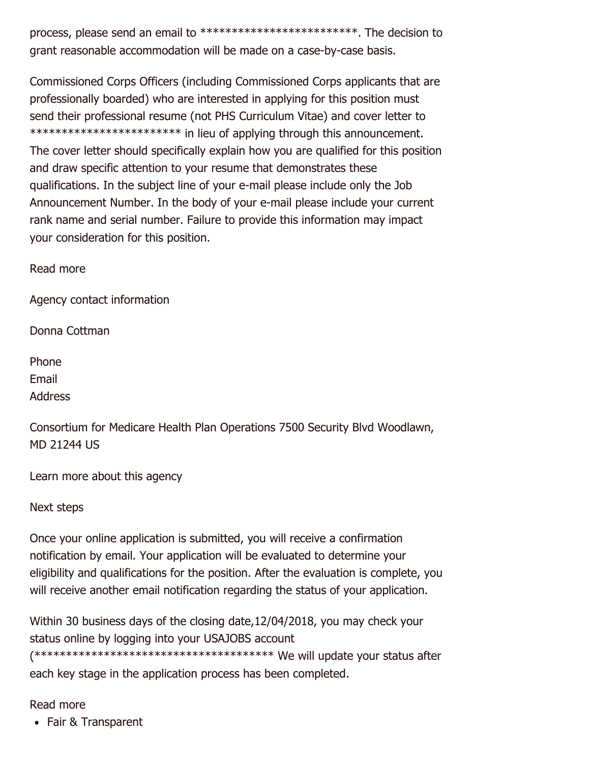process, please send an email to *************************. The decision to grant reasonable accommodation will be made on a case-by-case basis.

Commissioned Corps Officers (including Commissioned Corps applicants that are professionally boarded) who are interested in applying for this position must send their professional resume (not PHS Curriculum Vitae) and cover letter to ************************ in lieu of applying through this announcement. The cover letter should specifically explain how you are qualified for this position and draw specific attention to your resume that demonstrates these qualifications. In the subject line of your e-mail please include only the Job Announcement Number. In the body of your e-mail please include your current rank name and serial number. Failure to provide this information may impact your consideration for this position.

Read more

Agency contact information

Donna Cottman

Phone
Email
Address

Consortium for Medicare Health Plan Operations 7500 Security Blvd Woodlawn, MD 21244 US

Learn more about this agency

Next steps

Once your online application is submitted, you will receive a confirmation notification by email. Your application will be evaluated to determine your eligibility and qualifications for the position. After the evaluation is complete, you will receive another email notification regarding the status of your application.

Within 30 business days of the closing date,12/04/2018, you may check your status online by logging into your USAJOBS account (************************************* We will update your status after each key stage in the application process has been completed.

Read more

- Fair & Transparent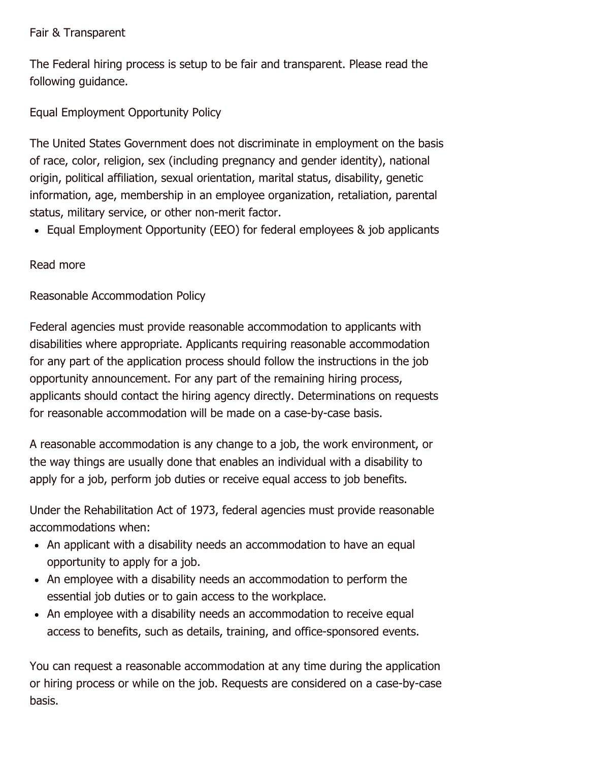## Fair & Transparent

The Federal hiring process is setup to be fair and transparent. Please read the following guidance.

### Equal Employment Opportunity Policy

The United States Government does not discriminate in employment on the basis of race, color, religion, sex (including pregnancy and gender identity), national origin, political affiliation, sexual orientation, marital status, disability, genetic information, age, membership in an employee organization, retaliation, parental status, military service, or other non-merit factor.

- Equal Employment Opportunity (EEO) for federal employees & job applicants

Read more

### Reasonable Accommodation Policy

Federal agencies must provide reasonable accommodation to applicants with disabilities where appropriate. Applicants requiring reasonable accommodation for any part of the application process should follow the instructions in the job opportunity announcement. For any part of the remaining hiring process, applicants should contact the hiring agency directly. Determinations on requests for reasonable accommodation will be made on a case-by-case basis.

A reasonable accommodation is any change to a job, the work environment, or the way things are usually done that enables an individual with a disability to apply for a job, perform job duties or receive equal access to job benefits.

Under the Rehabilitation Act of 1973, federal agencies must provide reasonable accommodations when:

- An applicant with a disability needs an accommodation to have an equal opportunity to apply for a job.
- An employee with a disability needs an accommodation to perform the essential job duties or to gain access to the workplace.
- An employee with a disability needs an accommodation to receive equal access to benefits, such as details, training, and office-sponsored events.

You can request a reasonable accommodation at any time during the application or hiring process or while on the job. Requests are considered on a case-by-case basis.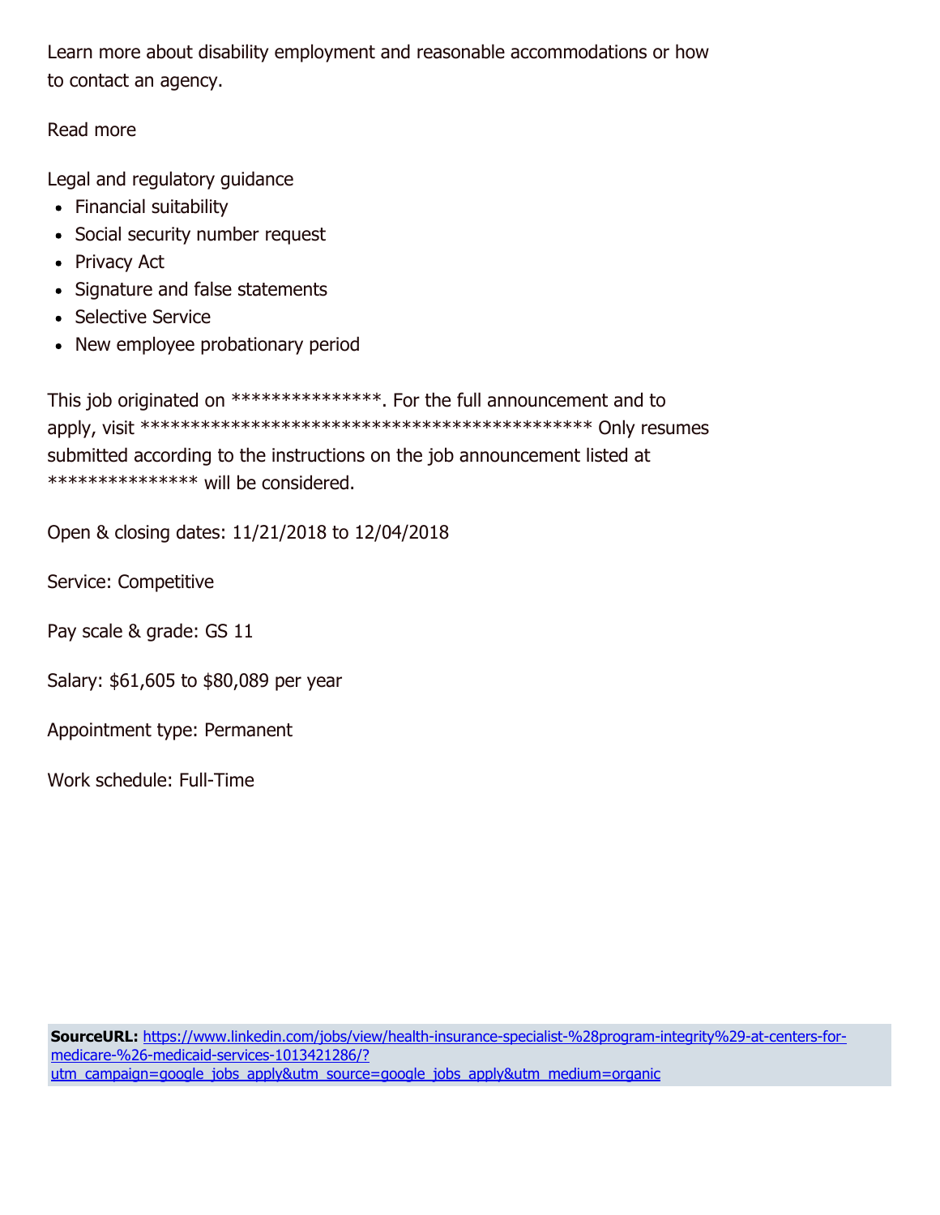Learn more about disability employment and reasonable accommodations or how to contact an agency.

Read more

Legal and regulatory guidance

- Financial suitability
- Social security number request
- Privacy Act
- Signature and false statements
- Selective Service
- New employee probationary period

This job originated on ***************. For the full announcement and to apply, visit ******************************************** Only resumes submitted according to the instructions on the job announcement listed at *************** will be considered.

Open & closing dates: 11/21/2018 to 12/04/2018

Service: Competitive

Pay scale & grade: GS 11

Salary: $61,605 to $80,089 per year

Appointment type: Permanent

Work schedule: Full-Time

**SourceURL:** https://www.linkedin.com/jobs/view/health-insurance-specialist-%28program-integrity%29-at-centers-for-medicare-%26-medicaid-services-1013421286/?utm_campaign=google_jobs_apply&utm_source=google_jobs_apply&utm_medium=organic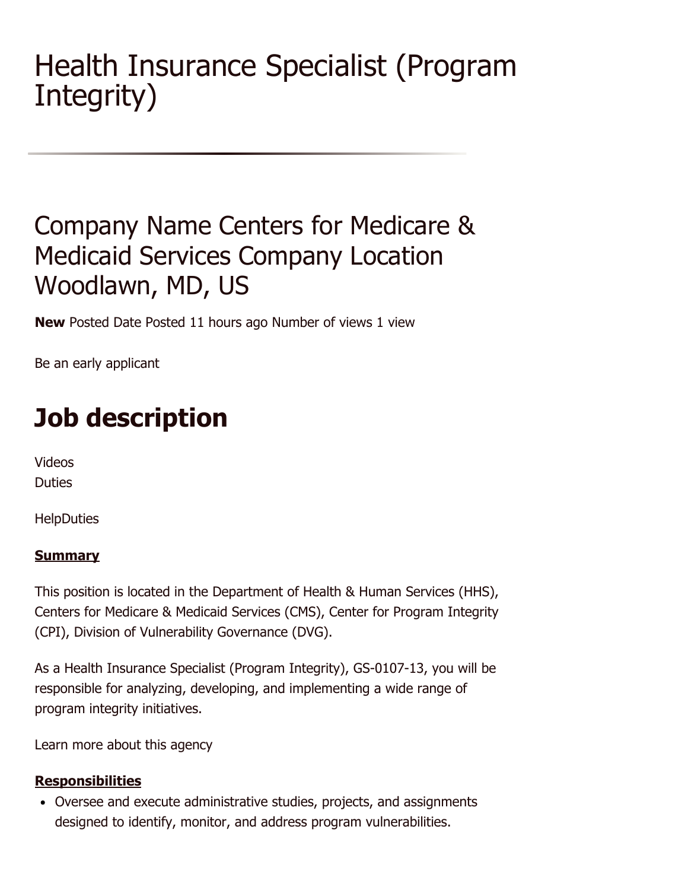# Health Insurance Specialist (Program Integrity)

---

## Company Name Centers for Medicare & Medicaid Services Company Location Woodlawn, MD, US

**New** Posted Date Posted 11 hours ago Number of views 1 view

Be an early applicant

# Job description

Videos
Duties

HelpDuties

**Summary**

This position is located in the Department of Health & Human Services (HHS), Centers for Medicare & Medicaid Services (CMS), Center for Program Integrity (CPI), Division of Vulnerability Governance (DVG).

As a Health Insurance Specialist (Program Integrity), GS-0107-13, you will be responsible for analyzing, developing, and implementing a wide range of program integrity initiatives.

Learn more about this agency

**Responsibilities**

- Oversee and execute administrative studies, projects, and assignments designed to identify, monitor, and address program vulnerabilities.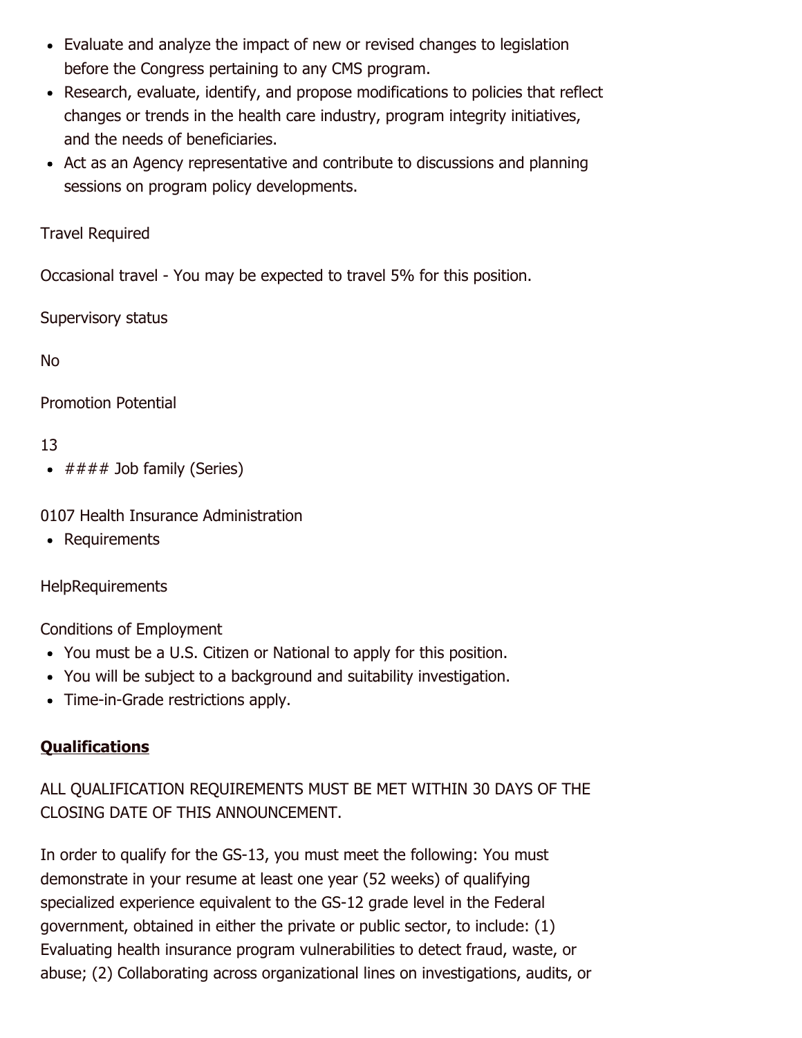- Evaluate and analyze the impact of new or revised changes to legislation before the Congress pertaining to any CMS program.
- Research, evaluate, identify, and propose modifications to policies that reflect changes or trends in the health care industry, program integrity initiatives, and the needs of beneficiaries.
- Act as an Agency representative and contribute to discussions and planning sessions on program policy developments.

Travel Required

Occasional travel - You may be expected to travel 5% for this position.

Supervisory status

No

Promotion Potential

13

- #### Job family (Series)

0107 Health Insurance Administration

- Requirements

HelpRequirements

Conditions of Employment

- You must be a U.S. Citizen or National to apply for this position.
- You will be subject to a background and suitability investigation.
- Time-in-Grade restrictions apply.

**Qualifications**

ALL QUALIFICATION REQUIREMENTS MUST BE MET WITHIN 30 DAYS OF THE CLOSING DATE OF THIS ANNOUNCEMENT.

In order to qualify for the GS-13, you must meet the following: You must demonstrate in your resume at least one year (52 weeks) of qualifying specialized experience equivalent to the GS-12 grade level in the Federal government, obtained in either the private or public sector, to include: (1) Evaluating health insurance program vulnerabilities to detect fraud, waste, or abuse; (2) Collaborating across organizational lines on investigations, audits, or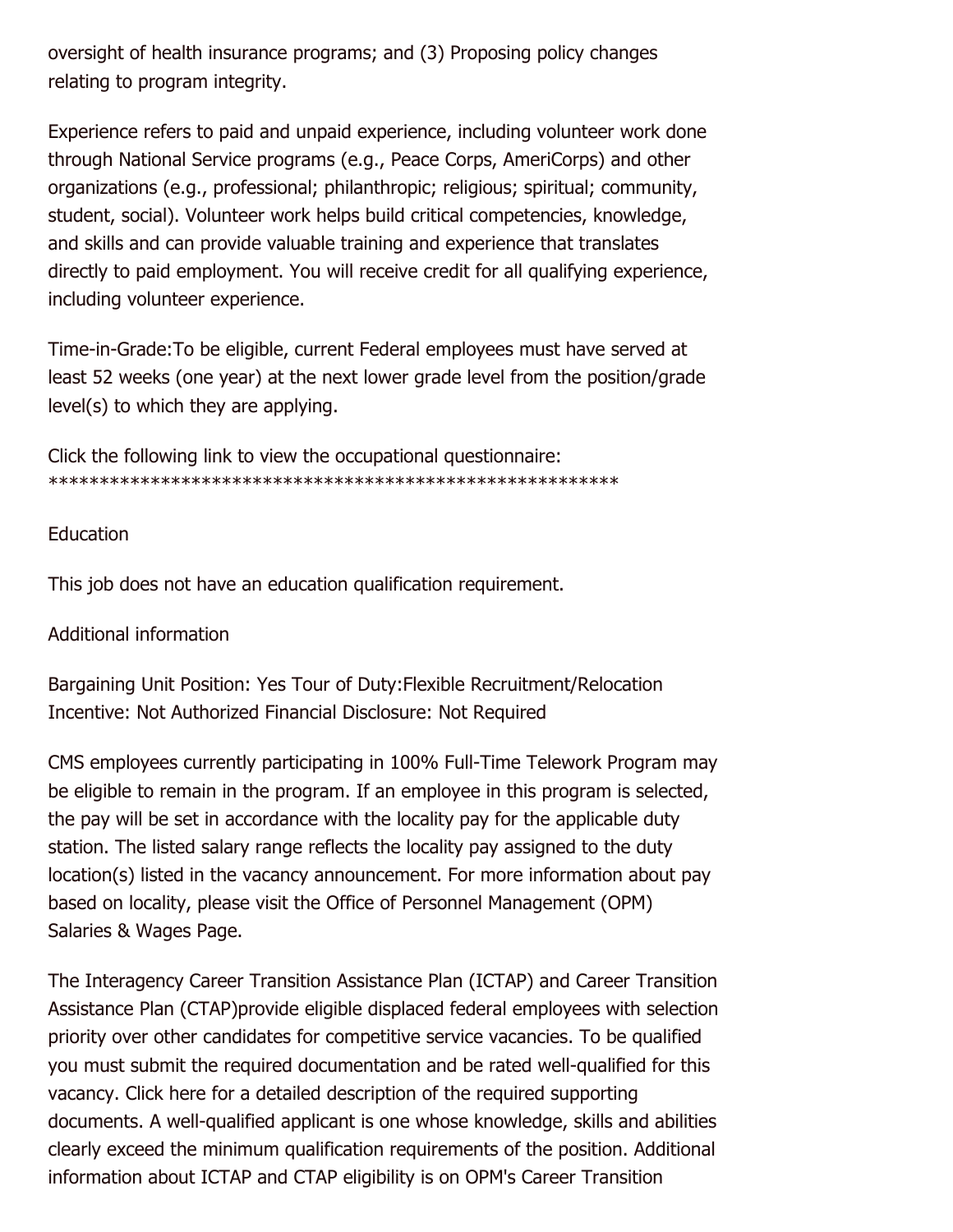oversight of health insurance programs; and (3) Proposing policy changes relating to program integrity.

Experience refers to paid and unpaid experience, including volunteer work done through National Service programs (e.g., Peace Corps, AmeriCorps) and other organizations (e.g., professional; philanthropic; religious; spiritual; community, student, social). Volunteer work helps build critical competencies, knowledge, and skills and can provide valuable training and experience that translates directly to paid employment. You will receive credit for all qualifying experience, including volunteer experience.

Time-in-Grade:To be eligible, current Federal employees must have served at least 52 weeks (one year) at the next lower grade level from the position/grade level(s) to which they are applying.

Click the following link to view the occupational questionnaire:
*******************************************************

Education

This job does not have an education qualification requirement.

Additional information

Bargaining Unit Position: Yes Tour of Duty:Flexible Recruitment/Relocation Incentive: Not Authorized Financial Disclosure: Not Required

CMS employees currently participating in 100% Full-Time Telework Program may be eligible to remain in the program. If an employee in this program is selected, the pay will be set in accordance with the locality pay for the applicable duty station. The listed salary range reflects the locality pay assigned to the duty location(s) listed in the vacancy announcement. For more information about pay based on locality, please visit the Office of Personnel Management (OPM) Salaries & Wages Page.

The Interagency Career Transition Assistance Plan (ICTAP) and Career Transition Assistance Plan (CTAP)provide eligible displaced federal employees with selection priority over other candidates for competitive service vacancies. To be qualified you must submit the required documentation and be rated well-qualified for this vacancy. Click here for a detailed description of the required supporting documents. A well-qualified applicant is one whose knowledge, skills and abilities clearly exceed the minimum qualification requirements of the position. Additional information about ICTAP and CTAP eligibility is on OPM's Career Transition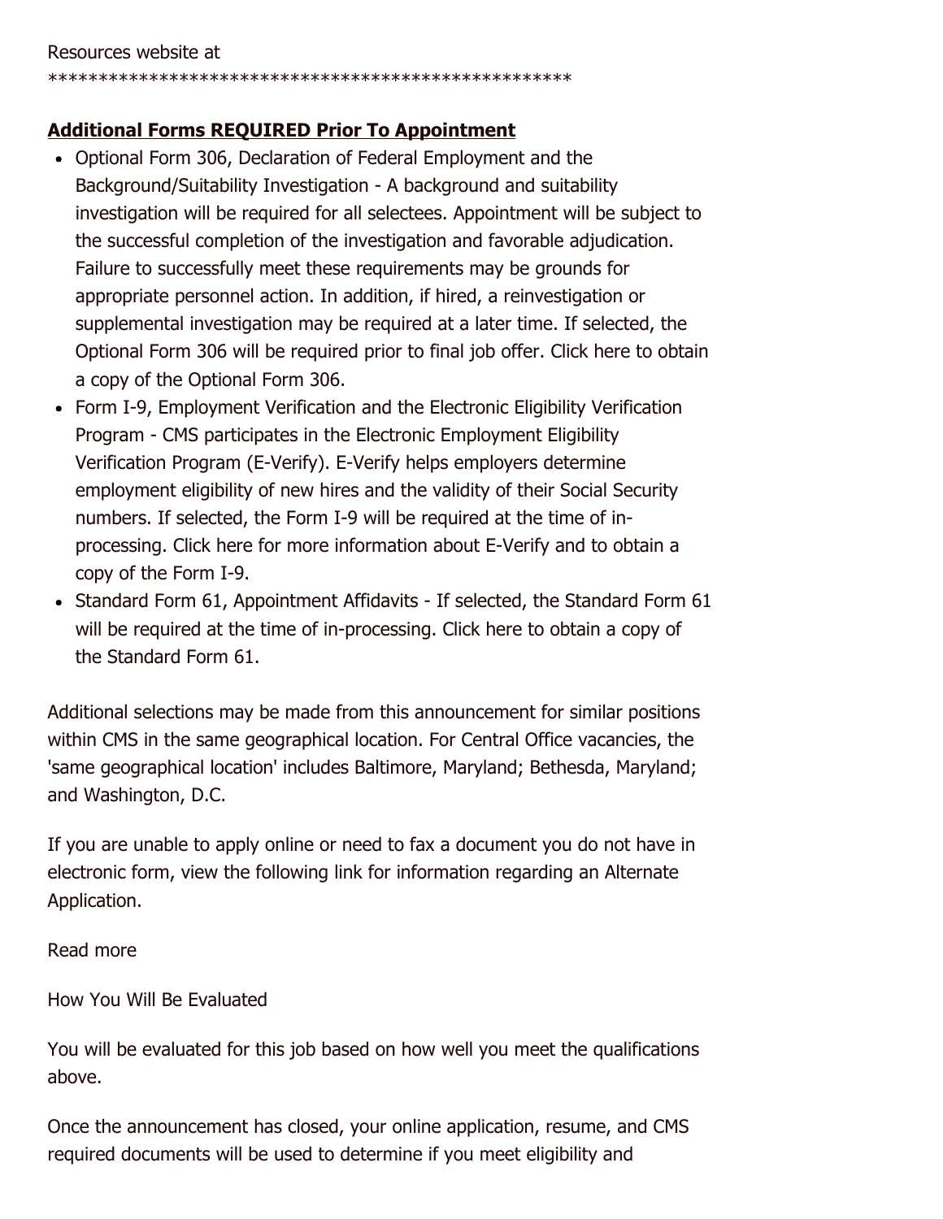Resources website at
****************************************************

**Additional Forms REQUIRED Prior To Appointment**

- Optional Form 306, Declaration of Federal Employment and the Background/Suitability Investigation - A background and suitability investigation will be required for all selectees. Appointment will be subject to the successful completion of the investigation and favorable adjudication. Failure to successfully meet these requirements may be grounds for appropriate personnel action. In addition, if hired, a reinvestigation or supplemental investigation may be required at a later time. If selected, the Optional Form 306 will be required prior to final job offer. Click here to obtain a copy of the Optional Form 306.
- Form I-9, Employment Verification and the Electronic Eligibility Verification Program - CMS participates in the Electronic Employment Eligibility Verification Program (E-Verify). E-Verify helps employers determine employment eligibility of new hires and the validity of their Social Security numbers. If selected, the Form I-9 will be required at the time of in-processing. Click here for more information about E-Verify and to obtain a copy of the Form I-9.
- Standard Form 61, Appointment Affidavits - If selected, the Standard Form 61 will be required at the time of in-processing. Click here to obtain a copy of the Standard Form 61.

Additional selections may be made from this announcement for similar positions within CMS in the same geographical location. For Central Office vacancies, the 'same geographical location' includes Baltimore, Maryland; Bethesda, Maryland; and Washington, D.C.

If you are unable to apply online or need to fax a document you do not have in electronic form, view the following link for information regarding an Alternate Application.

Read more

How You Will Be Evaluated

You will be evaluated for this job based on how well you meet the qualifications above.

Once the announcement has closed, your online application, resume, and CMS required documents will be used to determine if you meet eligibility and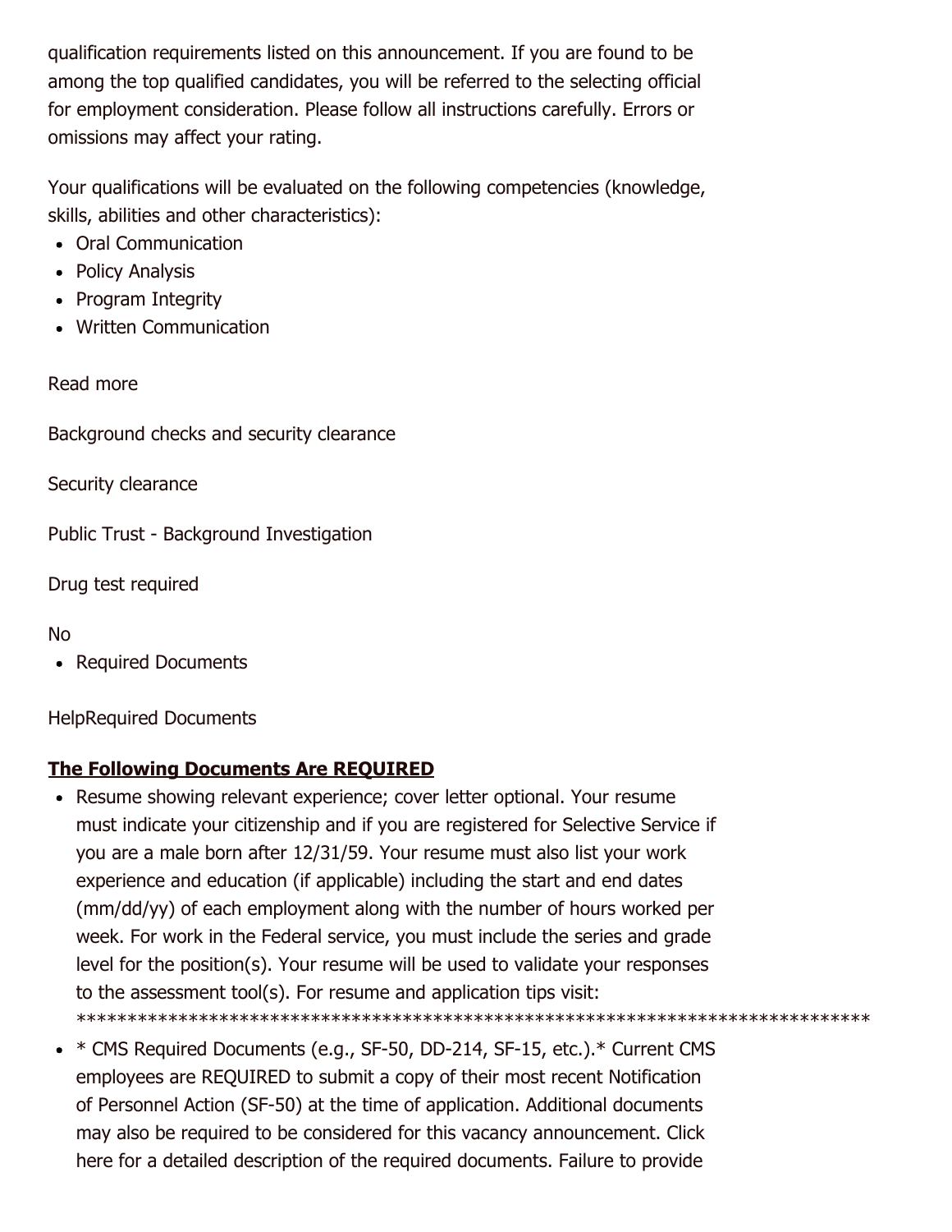qualification requirements listed on this announcement. If you are found to be among the top qualified candidates, you will be referred to the selecting official for employment consideration. Please follow all instructions carefully. Errors or omissions may affect your rating.

Your qualifications will be evaluated on the following competencies (knowledge, skills, abilities and other characteristics):

- Oral Communication
- Policy Analysis
- Program Integrity
- Written Communication

Read more

Background checks and security clearance

Security clearance

Public Trust - Background Investigation

Drug test required

No

- Required Documents

HelpRequired Documents

**The Following Documents Are REQUIRED**

- Resume showing relevant experience; cover letter optional. Your resume must indicate your citizenship and if you are registered for Selective Service if you are a male born after 12/31/59. Your resume must also list your work experience and education (if applicable) including the start and end dates (mm/dd/yy) of each employment along with the number of hours worked per week. For work in the Federal service, you must include the series and grade level for the position(s). Your resume will be used to validate your responses to the assessment tool(s). For resume and application tips visit: ********************************************************************************
- * CMS Required Documents (e.g., SF-50, DD-214, SF-15, etc.).* Current CMS employees are REQUIRED to submit a copy of their most recent Notification of Personnel Action (SF-50) at the time of application. Additional documents may also be required to be considered for this vacancy announcement. Click here for a detailed description of the required documents. Failure to provide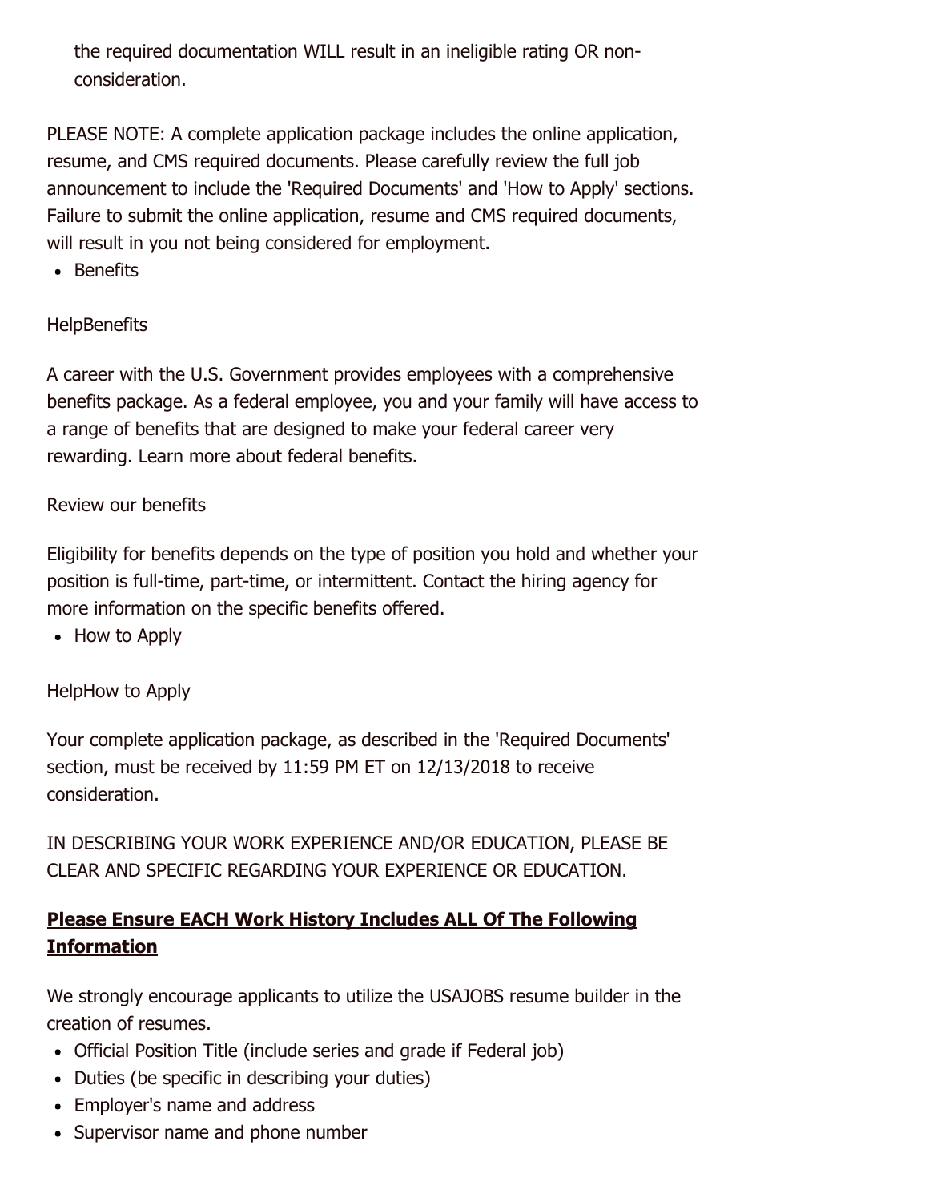the required documentation WILL result in an ineligible rating OR non-consideration.

PLEASE NOTE: A complete application package includes the online application, resume, and CMS required documents. Please carefully review the full job announcement to include the 'Required Documents' and 'How to Apply' sections. Failure to submit the online application, resume and CMS required documents, will result in you not being considered for employment.

- Benefits

HelpBenefits

A career with the U.S. Government provides employees with a comprehensive benefits package. As a federal employee, you and your family will have access to a range of benefits that are designed to make your federal career very rewarding. Learn more about federal benefits.

Review our benefits

Eligibility for benefits depends on the type of position you hold and whether your position is full-time, part-time, or intermittent. Contact the hiring agency for more information on the specific benefits offered.

- How to Apply

HelpHow to Apply

Your complete application package, as described in the 'Required Documents' section, must be received by 11:59 PM ET on 12/13/2018 to receive consideration.

IN DESCRIBING YOUR WORK EXPERIENCE AND/OR EDUCATION, PLEASE BE CLEAR AND SPECIFIC REGARDING YOUR EXPERIENCE OR EDUCATION.

**Please Ensure EACH Work History Includes ALL Of The Following Information**

We strongly encourage applicants to utilize the USAJOBS resume builder in the creation of resumes.

- Official Position Title (include series and grade if Federal job)
- Duties (be specific in describing your duties)
- Employer's name and address
- Supervisor name and phone number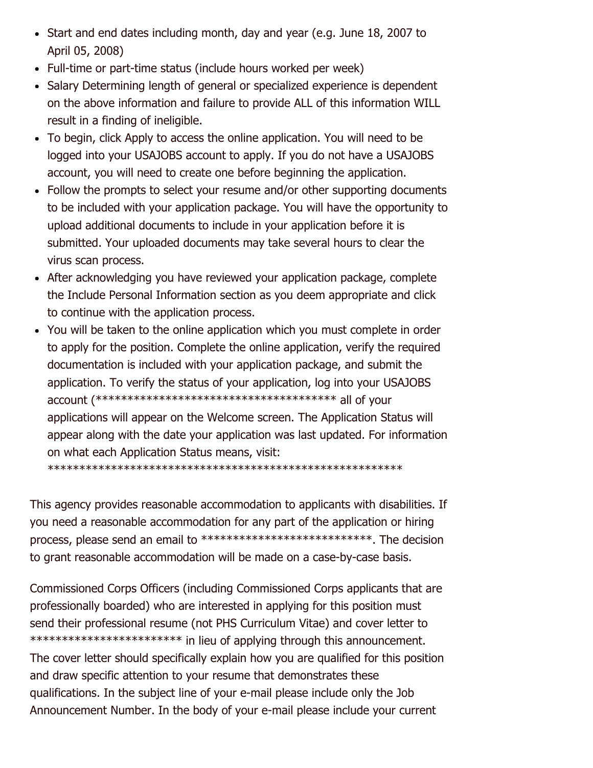- Start and end dates including month, day and year (e.g. June 18, 2007 to April 05, 2008)
- Full-time or part-time status (include hours worked per week)
- Salary Determining length of general or specialized experience is dependent on the above information and failure to provide ALL of this information WILL result in a finding of ineligible.
- To begin, click Apply to access the online application. You will need to be logged into your USAJOBS account to apply. If you do not have a USAJOBS account, you will need to create one before beginning the application.
- Follow the prompts to select your resume and/or other supporting documents to be included with your application package. You will have the opportunity to upload additional documents to include in your application before it is submitted. Your uploaded documents may take several hours to clear the virus scan process.
- After acknowledging you have reviewed your application package, complete the Include Personal Information section as you deem appropriate and click to continue with the application process.
- You will be taken to the online application which you must complete in order to apply for the position. Complete the online application, verify the required documentation is included with your application package, and submit the application. To verify the status of your application, log into your USAJOBS account (************************************** all of your applications will appear on the Welcome screen. The Application Status will appear along with the date your application was last updated. For information on what each Application Status means, visit: ********************************************************

This agency provides reasonable accommodation to applicants with disabilities. If you need a reasonable accommodation for any part of the application or hiring process, please send an email to ***************************. The decision to grant reasonable accommodation will be made on a case-by-case basis.

Commissioned Corps Officers (including Commissioned Corps applicants that are professionally boarded) who are interested in applying for this position must send their professional resume (not PHS Curriculum Vitae) and cover letter to ************************ in lieu of applying through this announcement. The cover letter should specifically explain how you are qualified for this position and draw specific attention to your resume that demonstrates these qualifications. In the subject line of your e-mail please include only the Job Announcement Number. In the body of your e-mail please include your current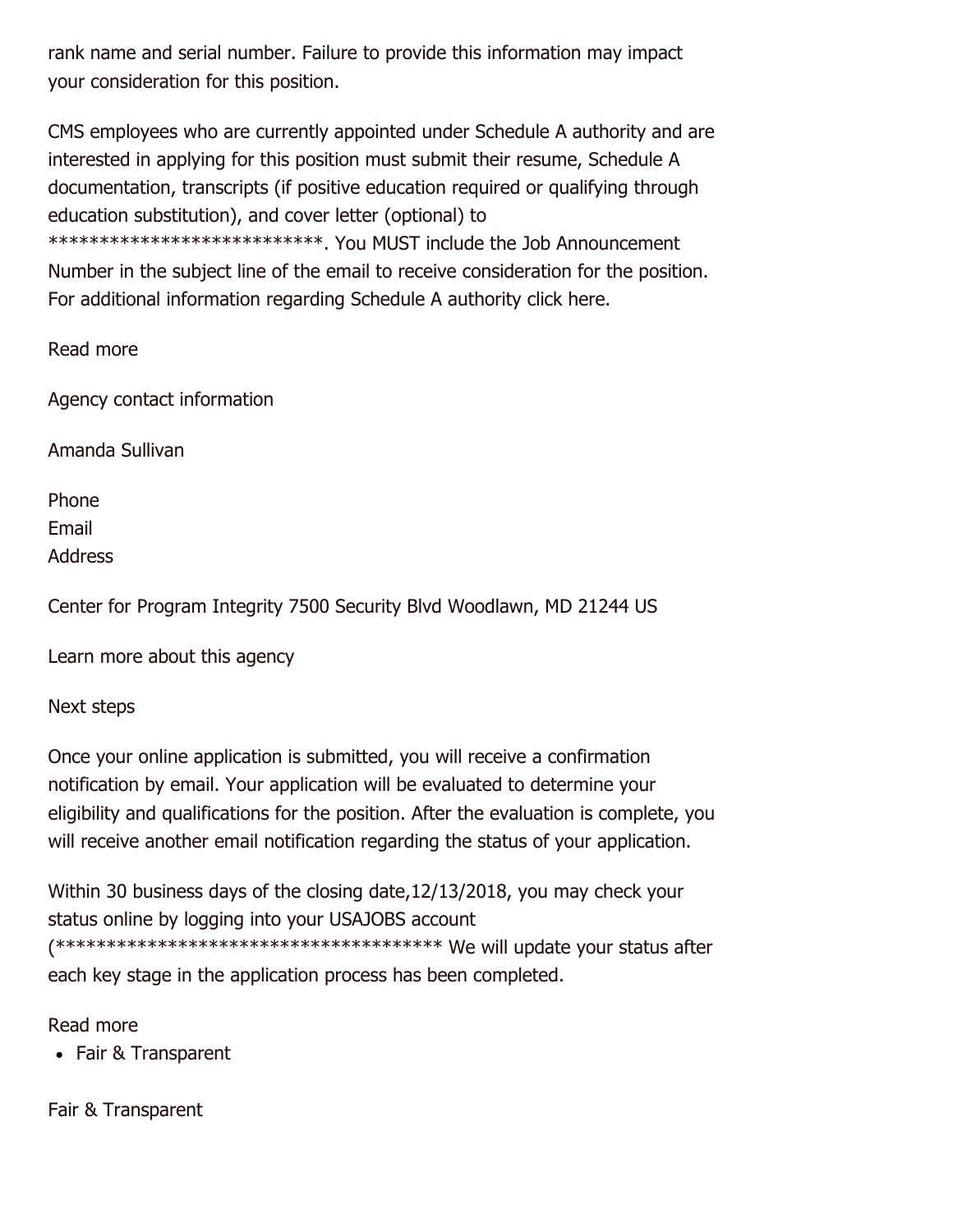rank name and serial number. Failure to provide this information may impact your consideration for this position.

CMS employees who are currently appointed under Schedule A authority and are interested in applying for this position must submit their resume, Schedule A documentation, transcripts (if positive education required or qualifying through education substitution), and cover letter (optional) to ***************************. You MUST include the Job Announcement Number in the subject line of the email to receive consideration for the position. For additional information regarding Schedule A authority click here.

Read more

Agency contact information

Amanda Sullivan

Phone
Email
Address

Center for Program Integrity 7500 Security Blvd Woodlawn, MD 21244 US

Learn more about this agency

Next steps

Once your online application is submitted, you will receive a confirmation notification by email. Your application will be evaluated to determine your eligibility and qualifications for the position. After the evaluation is complete, you will receive another email notification regarding the status of your application.

Within 30 business days of the closing date,12/13/2018, you may check your status online by logging into your USAJOBS account (************************************** We will update your status after each key stage in the application process has been completed.

Read more

- Fair & Transparent

Fair & Transparent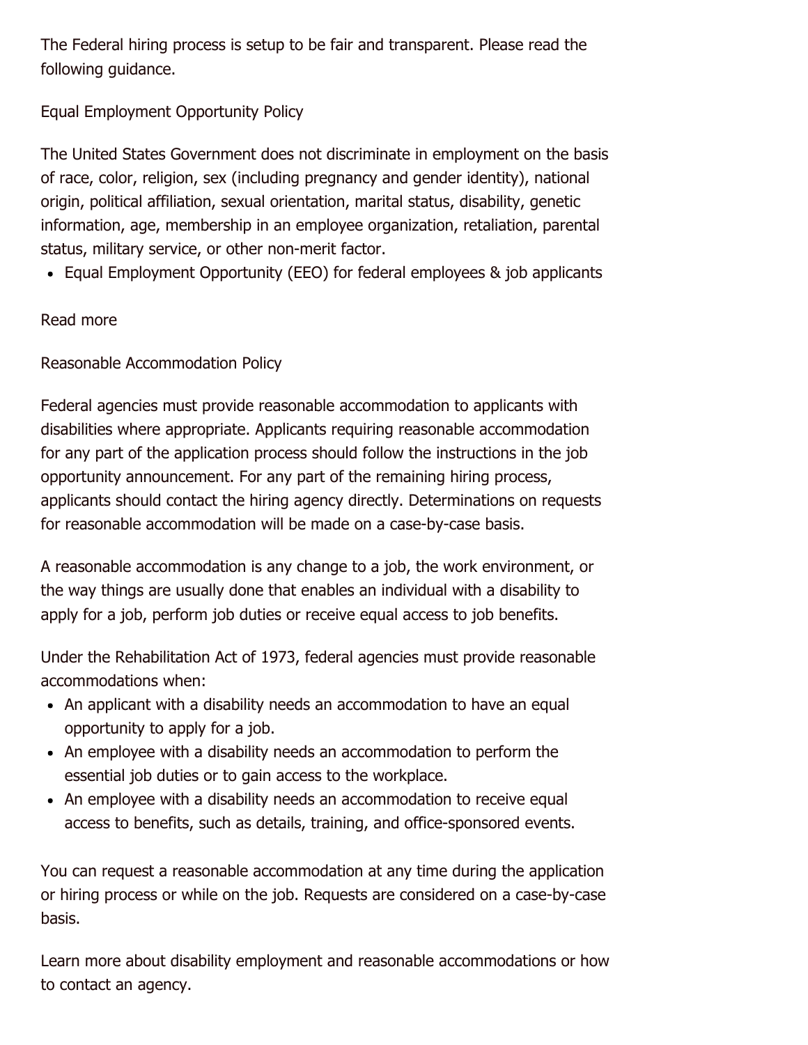The Federal hiring process is setup to be fair and transparent. Please read the following guidance.

## Equal Employment Opportunity Policy

The United States Government does not discriminate in employment on the basis of race, color, religion, sex (including pregnancy and gender identity), national origin, political affiliation, sexual orientation, marital status, disability, genetic information, age, membership in an employee organization, retaliation, parental status, military service, or other non-merit factor.

- Equal Employment Opportunity (EEO) for federal employees & job applicants

Read more

## Reasonable Accommodation Policy

Federal agencies must provide reasonable accommodation to applicants with disabilities where appropriate. Applicants requiring reasonable accommodation for any part of the application process should follow the instructions in the job opportunity announcement. For any part of the remaining hiring process, applicants should contact the hiring agency directly. Determinations on requests for reasonable accommodation will be made on a case-by-case basis.

A reasonable accommodation is any change to a job, the work environment, or the way things are usually done that enables an individual with a disability to apply for a job, perform job duties or receive equal access to job benefits.

Under the Rehabilitation Act of 1973, federal agencies must provide reasonable accommodations when:

- An applicant with a disability needs an accommodation to have an equal opportunity to apply for a job.
- An employee with a disability needs an accommodation to perform the essential job duties or to gain access to the workplace.
- An employee with a disability needs an accommodation to receive equal access to benefits, such as details, training, and office-sponsored events.

You can request a reasonable accommodation at any time during the application or hiring process or while on the job. Requests are considered on a case-by-case basis.

Learn more about disability employment and reasonable accommodations or how to contact an agency.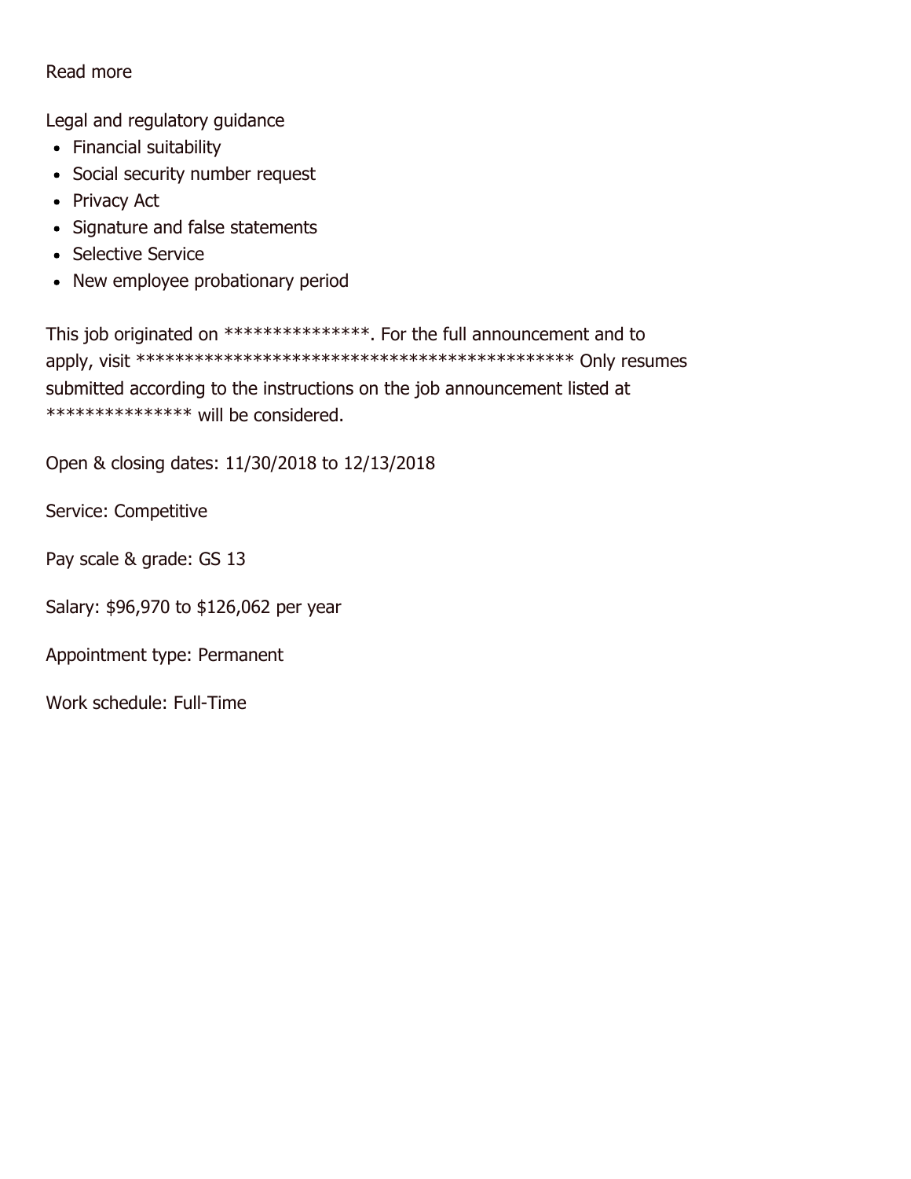Read more

Legal and regulatory guidance

- Financial suitability
- Social security number request
- Privacy Act
- Signature and false statements
- Selective Service
- New employee probationary period

This job originated on ***************. For the full announcement and to apply, visit ********************************************* Only resumes submitted according to the instructions on the job announcement listed at *************** will be considered.

Open & closing dates: 11/30/2018 to 12/13/2018

Service: Competitive

Pay scale & grade: GS 13

Salary: $96,970 to $126,062 per year

Appointment type: Permanent

Work schedule: Full-Time